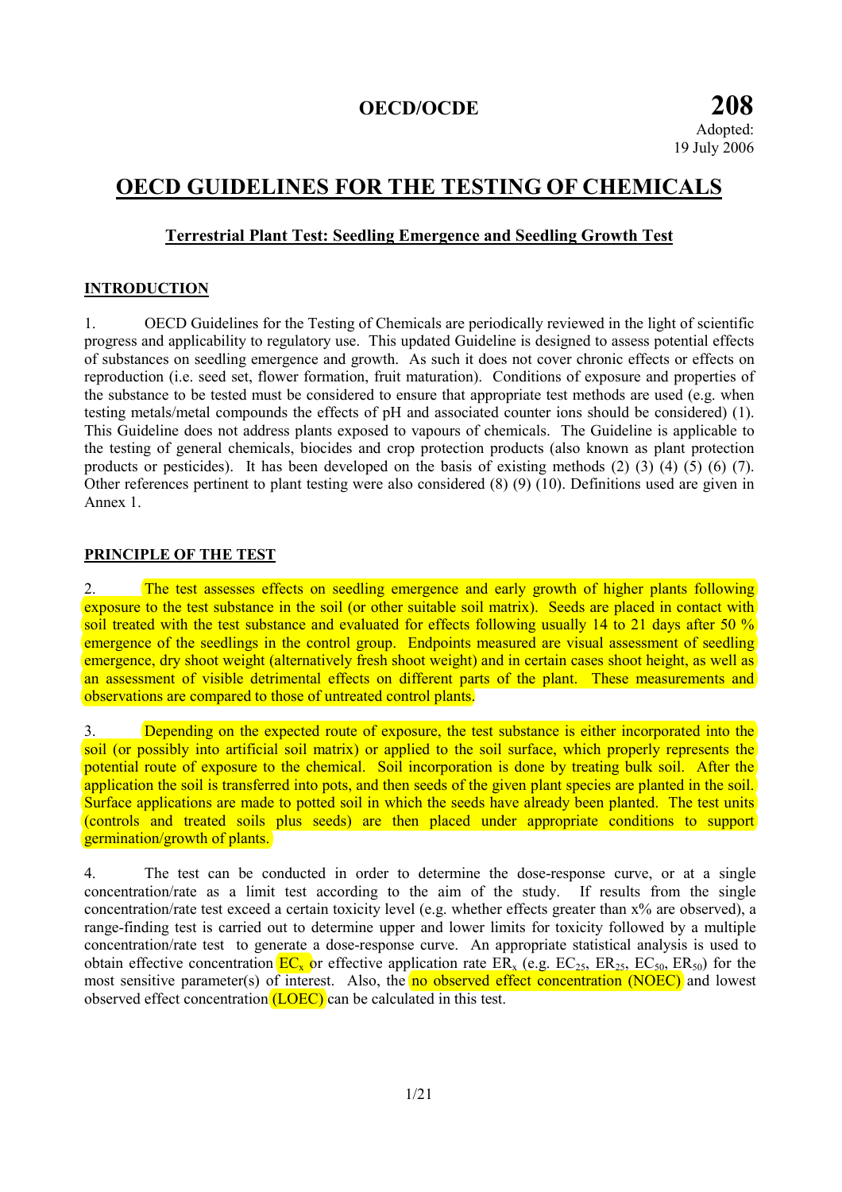OECD/OCDE **208**

Adopted:
19 July 2006

# OECD GUIDELINES FOR THE TESTING OF CHEMICALS

## Terrestrial Plant Test: Seedling Emergence and Seedling Growth Test

## INTRODUCTION

1. OECD Guidelines for the Testing of Chemicals are periodically reviewed in the light of scientific progress and applicability to regulatory use. This updated Guideline is designed to assess potential effects of substances on seedling emergence and growth. As such it does not cover chronic effects or effects on reproduction (i.e. seed set, flower formation, fruit maturation). Conditions of exposure and properties of the substance to be tested must be considered to ensure that appropriate test methods are used (e.g. when testing metals/metal compounds the effects of pH and associated counter ions should be considered) (1). This Guideline does not address plants exposed to vapours of chemicals. The Guideline is applicable to the testing of general chemicals, biocides and crop protection products (also known as plant protection products or pesticides). It has been developed on the basis of existing methods (2) (3) (4) (5) (6) (7). Other references pertinent to plant testing were also considered (8) (9) (10). Definitions used are given in Annex 1.

## PRINCIPLE OF THE TEST

2. The test assesses effects on seedling emergence and early growth of higher plants following exposure to the test substance in the soil (or other suitable soil matrix). Seeds are placed in contact with soil treated with the test substance and evaluated for effects following usually 14 to 21 days after 50 % emergence of the seedlings in the control group. Endpoints measured are visual assessment of seedling emergence, dry shoot weight (alternatively fresh shoot weight) and in certain cases shoot height, as well as an assessment of visible detrimental effects on different parts of the plant. These measurements and observations are compared to those of untreated control plants.

3. Depending on the expected route of exposure, the test substance is either incorporated into the soil (or possibly into artificial soil matrix) or applied to the soil surface, which properly represents the potential route of exposure to the chemical. Soil incorporation is done by treating bulk soil. After the application the soil is transferred into pots, and then seeds of the given plant species are planted in the soil. Surface applications are made to potted soil in which the seeds have already been planted. The test units (controls and treated soils plus seeds) are then placed under appropriate conditions to support germination/growth of plants.

4. The test can be conducted in order to determine the dose-response curve, or at a single concentration/rate as a limit test according to the aim of the study. If results from the single concentration/rate test exceed a certain toxicity level (e.g. whether effects greater than x% are observed), a range-finding test is carried out to determine upper and lower limits for toxicity followed by a multiple concentration/rate test to generate a dose-response curve. An appropriate statistical analysis is used to obtain effective concentration $EC_x$ or effective application rate $ER_x$ (e.g. $EC_{25}$, $ER_{25}$, $EC_{50}$, $ER_{50}$) for the most sensitive parameter(s) of interest. Also, the no observed effect concentration (NOEC) and lowest observed effect concentration (LOEC) can be calculated in this test.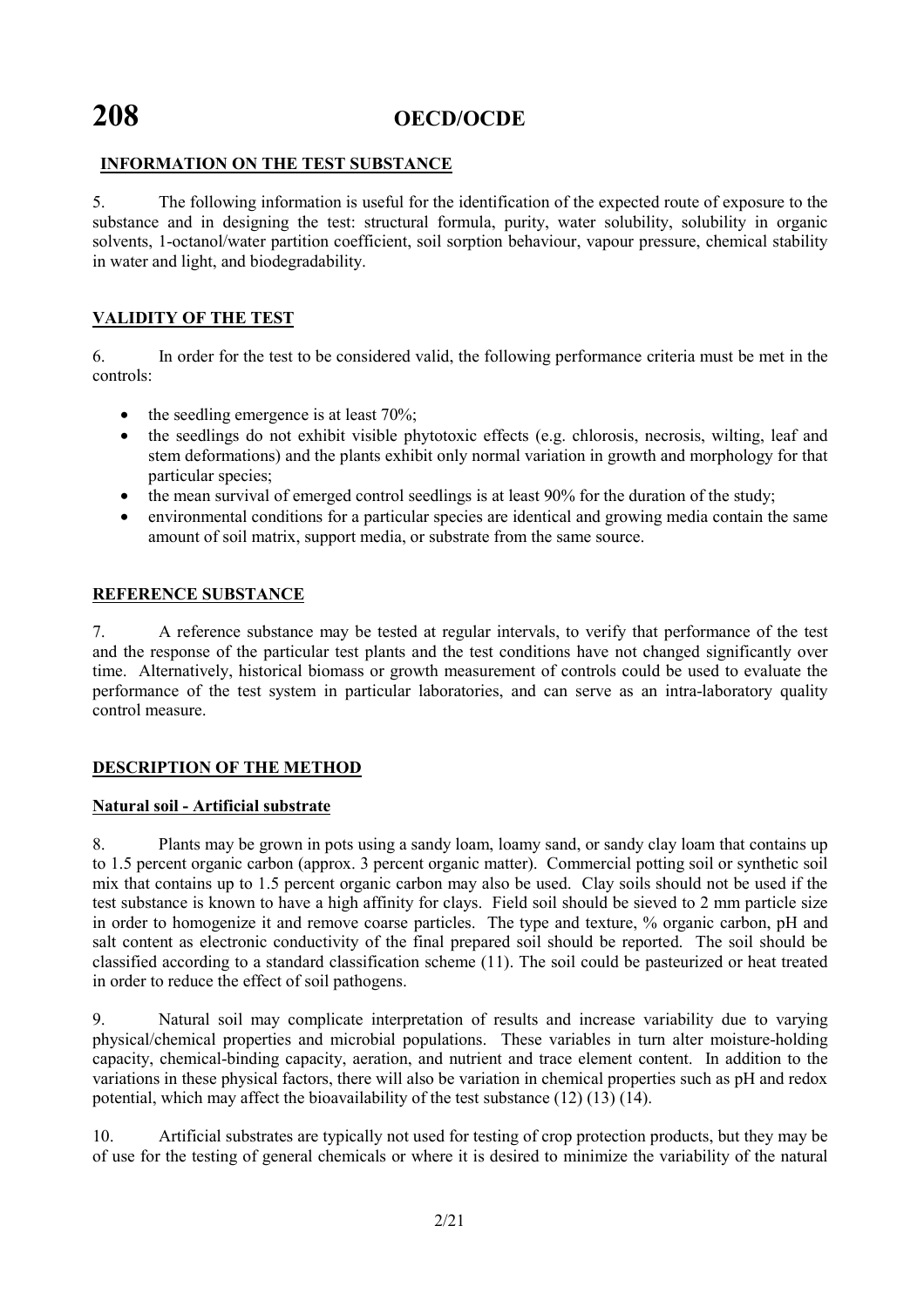## INFORMATION ON THE TEST SUBSTANCE

5. The following information is useful for the identification of the expected route of exposure to the substance and in designing the test: structural formula, purity, water solubility, solubility in organic solvents, 1-octanol/water partition coefficient, soil sorption behaviour, vapour pressure, chemical stability in water and light, and biodegradability.

## VALIDITY OF THE TEST

6. In order for the test to be considered valid, the following performance criteria must be met in the controls:

- the seedling emergence is at least 70%;
- the seedlings do not exhibit visible phytotoxic effects (e.g. chlorosis, necrosis, wilting, leaf and stem deformations) and the plants exhibit only normal variation in growth and morphology for that particular species;
- the mean survival of emerged control seedlings is at least 90% for the duration of the study;
- environmental conditions for a particular species are identical and growing media contain the same amount of soil matrix, support media, or substrate from the same source.

## REFERENCE SUBSTANCE

7. A reference substance may be tested at regular intervals, to verify that performance of the test and the response of the particular test plants and the test conditions have not changed significantly over time. Alternatively, historical biomass or growth measurement of controls could be used to evaluate the performance of the test system in particular laboratories, and can serve as an intra-laboratory quality control measure.

## DESCRIPTION OF THE METHOD

### Natural soil - Artificial substrate

8. Plants may be grown in pots using a sandy loam, loamy sand, or sandy clay loam that contains up to 1.5 percent organic carbon (approx. 3 percent organic matter). Commercial potting soil or synthetic soil mix that contains up to 1.5 percent organic carbon may also be used. Clay soils should not be used if the test substance is known to have a high affinity for clays. Field soil should be sieved to 2 mm particle size in order to homogenize it and remove coarse particles. The type and texture, % organic carbon, pH and salt content as electronic conductivity of the final prepared soil should be reported. The soil should be classified according to a standard classification scheme (11). The soil could be pasteurized or heat treated in order to reduce the effect of soil pathogens.

9. Natural soil may complicate interpretation of results and increase variability due to varying physical/chemical properties and microbial populations. These variables in turn alter moisture-holding capacity, chemical-binding capacity, aeration, and nutrient and trace element content. In addition to the variations in these physical factors, there will also be variation in chemical properties such as pH and redox potential, which may affect the bioavailability of the test substance (12) (13) (14).

10. Artificial substrates are typically not used for testing of crop protection products, but they may be of use for the testing of general chemicals or where it is desired to minimize the variability of the natural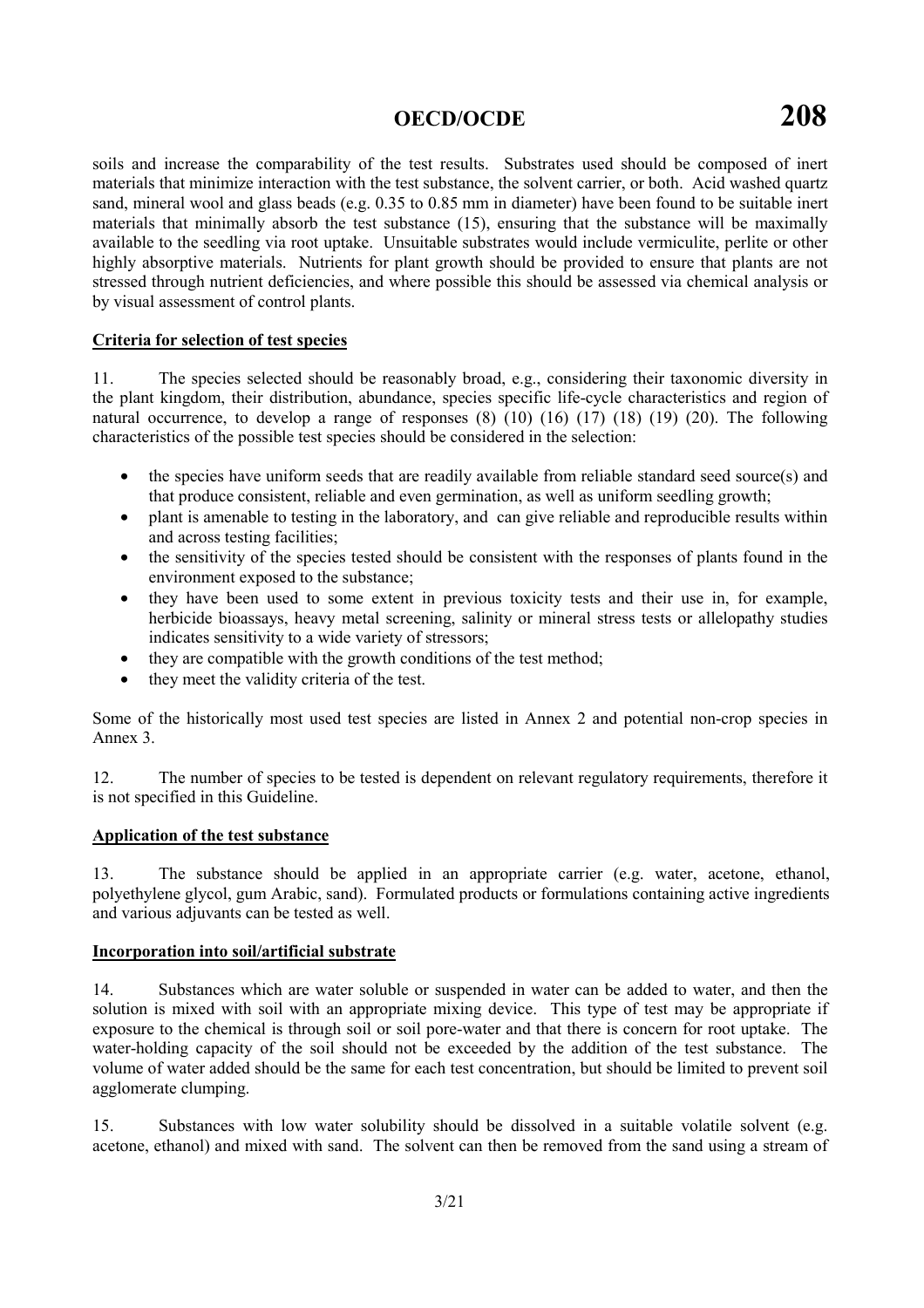soils and increase the comparability of the test results. Substrates used should be composed of inert materials that minimize interaction with the test substance, the solvent carrier, or both. Acid washed quartz sand, mineral wool and glass beads (e.g. 0.35 to 0.85 mm in diameter) have been found to be suitable inert materials that minimally absorb the test substance (15), ensuring that the substance will be maximally available to the seedling via root uptake. Unsuitable substrates would include vermiculite, perlite or other highly absorptive materials. Nutrients for plant growth should be provided to ensure that plants are not stressed through nutrient deficiencies, and where possible this should be assessed via chemical analysis or by visual assessment of control plants.

**Criteria for selection of test species**

11. The species selected should be reasonably broad, e.g., considering their taxonomic diversity in the plant kingdom, their distribution, abundance, species specific life-cycle characteristics and region of natural occurrence, to develop a range of responses (8) (10) (16) (17) (18) (19) (20). The following characteristics of the possible test species should be considered in the selection:

- the species have uniform seeds that are readily available from reliable standard seed source(s) and that produce consistent, reliable and even germination, as well as uniform seedling growth;
- plant is amenable to testing in the laboratory, and can give reliable and reproducible results within and across testing facilities;
- the sensitivity of the species tested should be consistent with the responses of plants found in the environment exposed to the substance;
- they have been used to some extent in previous toxicity tests and their use in, for example, herbicide bioassays, heavy metal screening, salinity or mineral stress tests or allelopathy studies indicates sensitivity to a wide variety of stressors;
- they are compatible with the growth conditions of the test method;
- they meet the validity criteria of the test.

Some of the historically most used test species are listed in Annex 2 and potential non-crop species in Annex 3.

12. The number of species to be tested is dependent on relevant regulatory requirements, therefore it is not specified in this Guideline.

**Application of the test substance**

13. The substance should be applied in an appropriate carrier (e.g. water, acetone, ethanol, polyethylene glycol, gum Arabic, sand). Formulated products or formulations containing active ingredients and various adjuvants can be tested as well.

**Incorporation into soil/artificial substrate**

14. Substances which are water soluble or suspended in water can be added to water, and then the solution is mixed with soil with an appropriate mixing device. This type of test may be appropriate if exposure to the chemical is through soil or soil pore-water and that there is concern for root uptake. The water-holding capacity of the soil should not be exceeded by the addition of the test substance. The volume of water added should be the same for each test concentration, but should be limited to prevent soil agglomerate clumping.

15. Substances with low water solubility should be dissolved in a suitable volatile solvent (e.g. acetone, ethanol) and mixed with sand. The solvent can then be removed from the sand using a stream of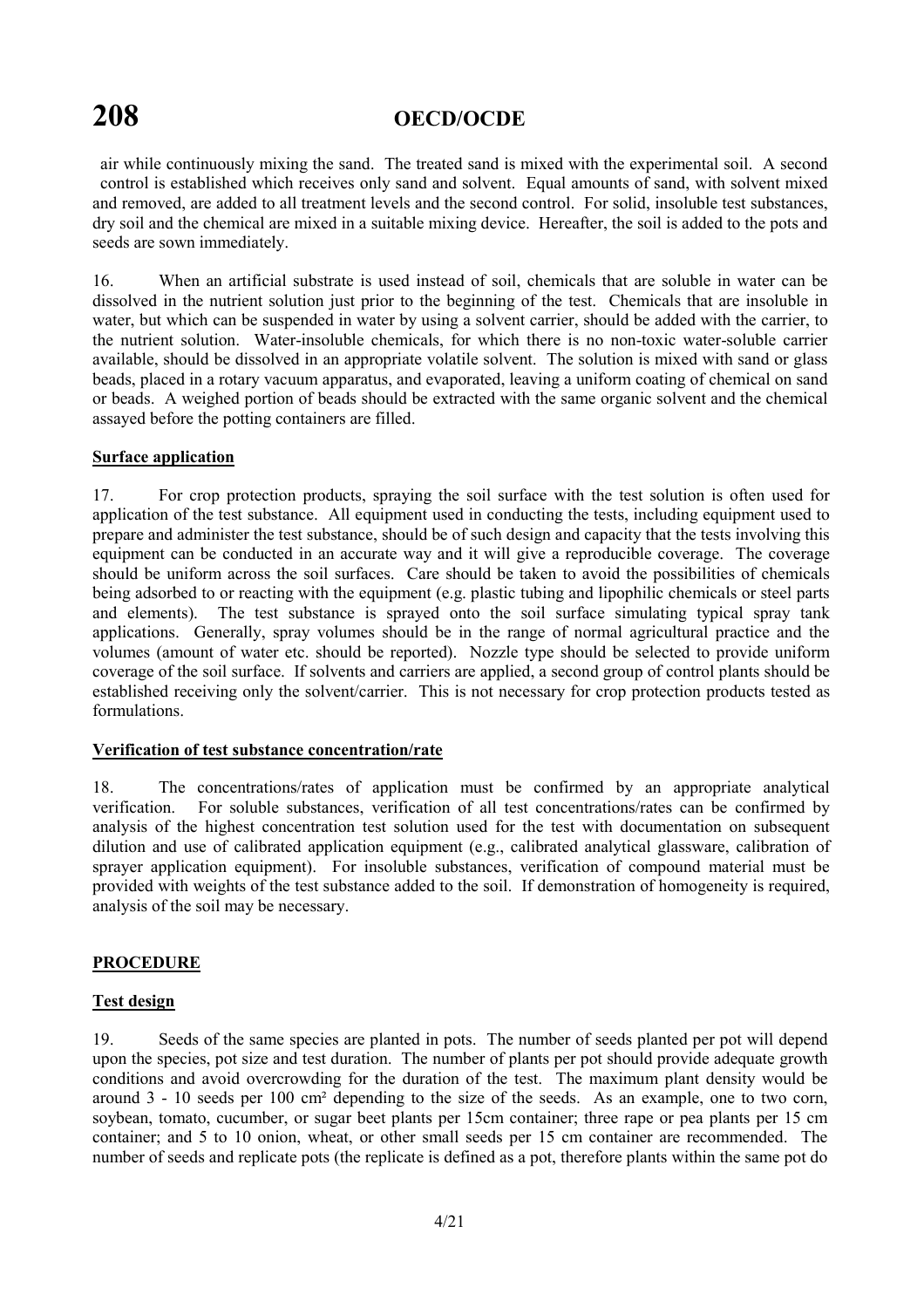air while continuously mixing the sand. The treated sand is mixed with the experimental soil. A second control is established which receives only sand and solvent. Equal amounts of sand, with solvent mixed and removed, are added to all treatment levels and the second control. For solid, insoluble test substances, dry soil and the chemical are mixed in a suitable mixing device. Hereafter, the soil is added to the pots and seeds are sown immediately.

16. When an artificial substrate is used instead of soil, chemicals that are soluble in water can be dissolved in the nutrient solution just prior to the beginning of the test. Chemicals that are insoluble in water, but which can be suspended in water by using a solvent carrier, should be added with the carrier, to the nutrient solution. Water-insoluble chemicals, for which there is no non-toxic water-soluble carrier available, should be dissolved in an appropriate volatile solvent. The solution is mixed with sand or glass beads, placed in a rotary vacuum apparatus, and evaporated, leaving a uniform coating of chemical on sand or beads. A weighed portion of beads should be extracted with the same organic solvent and the chemical assayed before the potting containers are filled.

**Surface application**

17. For crop protection products, spraying the soil surface with the test solution is often used for application of the test substance. All equipment used in conducting the tests, including equipment used to prepare and administer the test substance, should be of such design and capacity that the tests involving this equipment can be conducted in an accurate way and it will give a reproducible coverage. The coverage should be uniform across the soil surfaces. Care should be taken to avoid the possibilities of chemicals being adsorbed to or reacting with the equipment (e.g. plastic tubing and lipophilic chemicals or steel parts and elements). The test substance is sprayed onto the soil surface simulating typical spray tank applications. Generally, spray volumes should be in the range of normal agricultural practice and the volumes (amount of water etc. should be reported). Nozzle type should be selected to provide uniform coverage of the soil surface. If solvents and carriers are applied, a second group of control plants should be established receiving only the solvent/carrier. This is not necessary for crop protection products tested as formulations.

**Verification of test substance concentration/rate**

18. The concentrations/rates of application must be confirmed by an appropriate analytical verification. For soluble substances, verification of all test concentrations/rates can be confirmed by analysis of the highest concentration test solution used for the test with documentation on subsequent dilution and use of calibrated application equipment (e.g., calibrated analytical glassware, calibration of sprayer application equipment). For insoluble substances, verification of compound material must be provided with weights of the test substance added to the soil. If demonstration of homogeneity is required, analysis of the soil may be necessary.

## PROCEDURE

**Test design**

19. Seeds of the same species are planted in pots. The number of seeds planted per pot will depend upon the species, pot size and test duration. The number of plants per pot should provide adequate growth conditions and avoid overcrowding for the duration of the test. The maximum plant density would be around 3 - 10 seeds per 100 cm² depending to the size of the seeds. As an example, one to two corn, soybean, tomato, cucumber, or sugar beet plants per 15cm container; three rape or pea plants per 15 cm container; and 5 to 10 onion, wheat, or other small seeds per 15 cm container are recommended. The number of seeds and replicate pots (the replicate is defined as a pot, therefore plants within the same pot do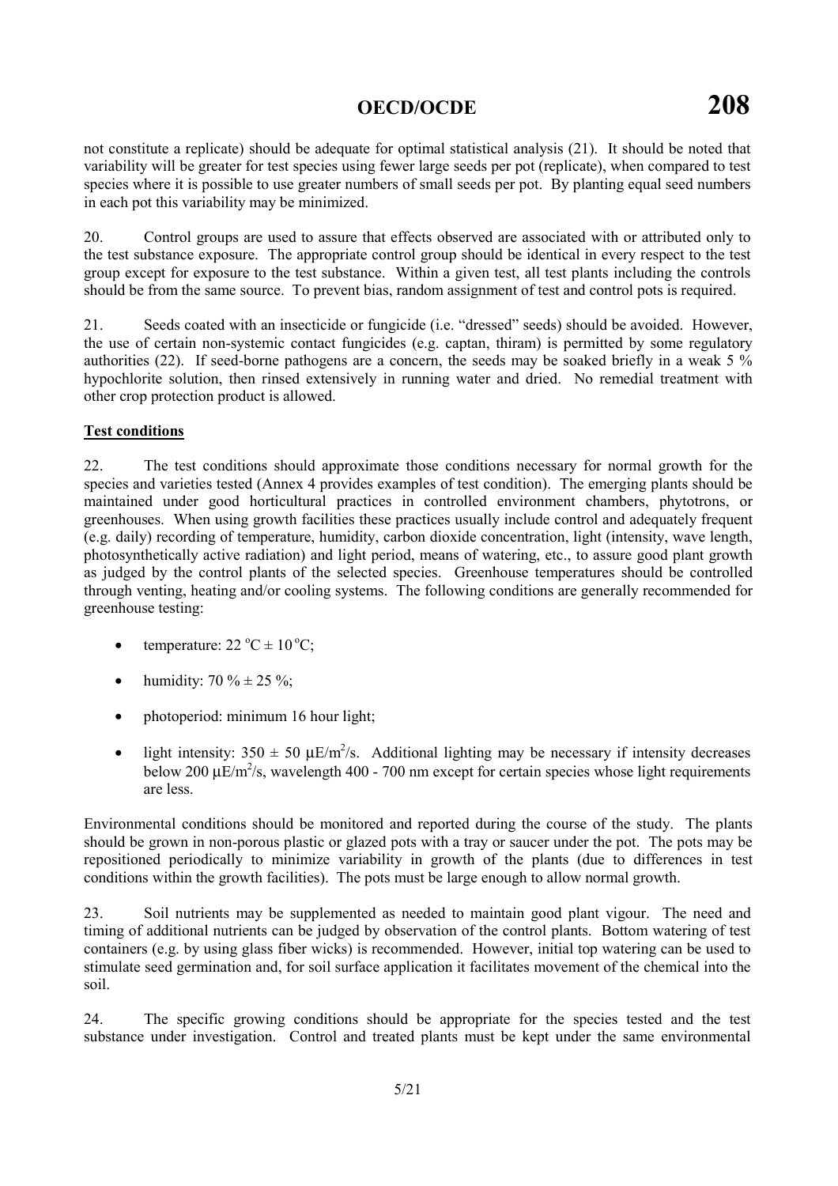not constitute a replicate) should be adequate for optimal statistical analysis (21). It should be noted that variability will be greater for test species using fewer large seeds per pot (replicate), when compared to test species where it is possible to use greater numbers of small seeds per pot. By planting equal seed numbers in each pot this variability may be minimized.

20. Control groups are used to assure that effects observed are associated with or attributed only to the test substance exposure. The appropriate control group should be identical in every respect to the test group except for exposure to the test substance. Within a given test, all test plants including the controls should be from the same source. To prevent bias, random assignment of test and control pots is required.

21. Seeds coated with an insecticide or fungicide (i.e. "dressed" seeds) should be avoided. However, the use of certain non-systemic contact fungicides (e.g. captan, thiram) is permitted by some regulatory authorities (22). If seed-borne pathogens are a concern, the seeds may be soaked briefly in a weak 5 % hypochlorite solution, then rinsed extensively in running water and dried. No remedial treatment with other crop protection product is allowed.

**Test conditions**

22. The test conditions should approximate those conditions necessary for normal growth for the species and varieties tested (Annex 4 provides examples of test condition). The emerging plants should be maintained under good horticultural practices in controlled environment chambers, phytotrons, or greenhouses. When using growth facilities these practices usually include control and adequately frequent (e.g. daily) recording of temperature, humidity, carbon dioxide concentration, light (intensity, wave length, photosynthetically active radiation) and light period, means of watering, etc., to assure good plant growth as judged by the control plants of the selected species. Greenhouse temperatures should be controlled through venting, heating and/or cooling systems. The following conditions are generally recommended for greenhouse testing:

- temperature: 22 °C ± 10 °C;
- humidity: 70 % ± 25 %;
- photoperiod: minimum 16 hour light;
- light intensity: 350 ± 50 $\mu E/m^2/s$. Additional lighting may be necessary if intensity decreases below 200 $\mu E/m^2/s$, wavelength 400 - 700 nm except for certain species whose light requirements are less.

Environmental conditions should be monitored and reported during the course of the study. The plants should be grown in non-porous plastic or glazed pots with a tray or saucer under the pot. The pots may be repositioned periodically to minimize variability in growth of the plants (due to differences in test conditions within the growth facilities). The pots must be large enough to allow normal growth.

23. Soil nutrients may be supplemented as needed to maintain good plant vigour. The need and timing of additional nutrients can be judged by observation of the control plants. Bottom watering of test containers (e.g. by using glass fiber wicks) is recommended. However, initial top watering can be used to stimulate seed germination and, for soil surface application it facilitates movement of the chemical into the soil.

24. The specific growing conditions should be appropriate for the species tested and the test substance under investigation. Control and treated plants must be kept under the same environmental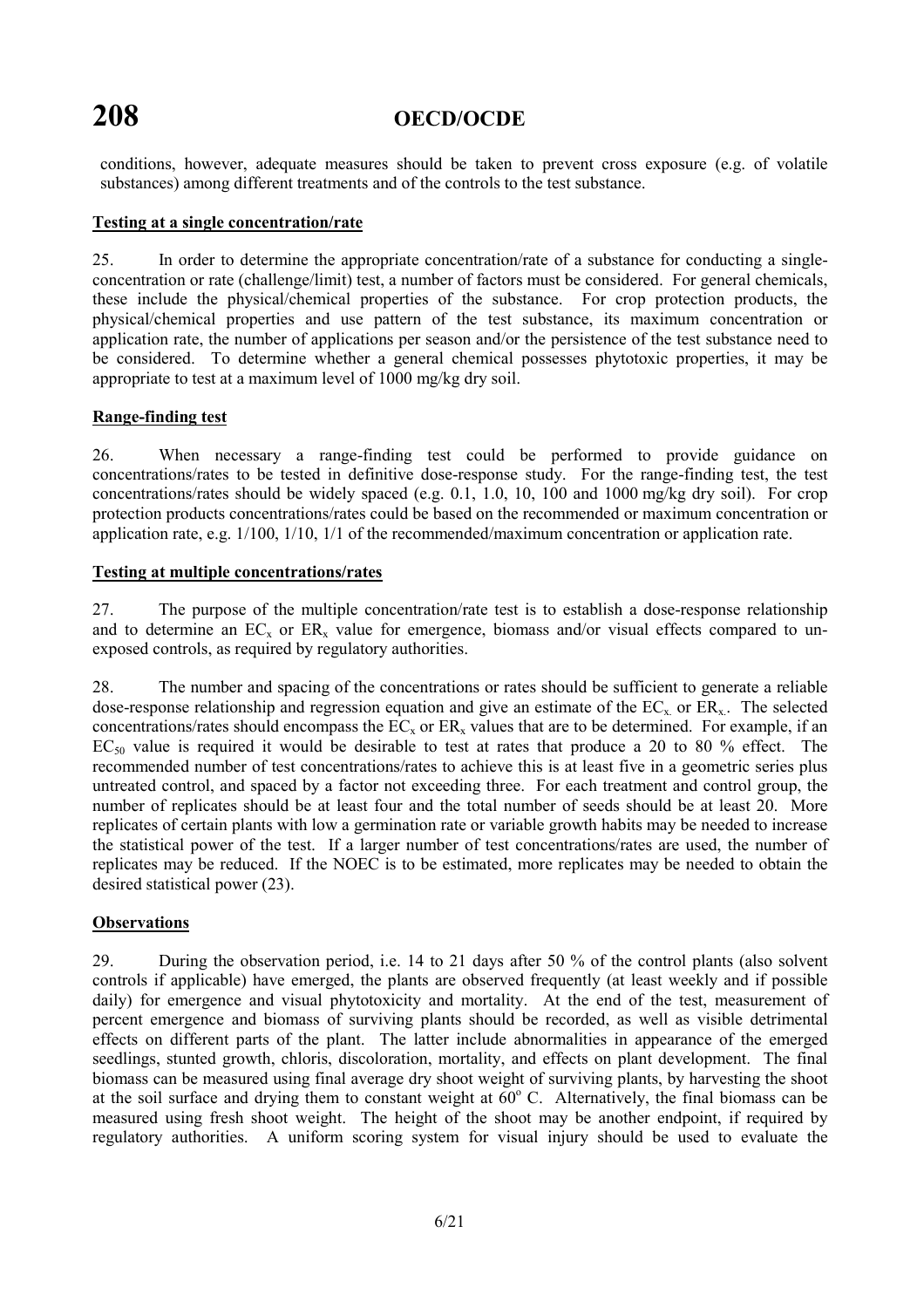conditions, however, adequate measures should be taken to prevent cross exposure (e.g. of volatile substances) among different treatments and of the controls to the test substance.

**Testing at a single concentration/rate**

25. In order to determine the appropriate concentration/rate of a substance for conducting a single-concentration or rate (challenge/limit) test, a number of factors must be considered. For general chemicals, these include the physical/chemical properties of the substance. For crop protection products, the physical/chemical properties and use pattern of the test substance, its maximum concentration or application rate, the number of applications per season and/or the persistence of the test substance need to be considered. To determine whether a general chemical possesses phytotoxic properties, it may be appropriate to test at a maximum level of 1000 mg/kg dry soil.

**Range-finding test**

26. When necessary a range-finding test could be performed to provide guidance on concentrations/rates to be tested in definitive dose-response study. For the range-finding test, the test concentrations/rates should be widely spaced (e.g. 0.1, 1.0, 10, 100 and 1000 mg/kg dry soil). For crop protection products concentrations/rates could be based on the recommended or maximum concentration or application rate, e.g. 1/100, 1/10, 1/1 of the recommended/maximum concentration or application rate.

**Testing at multiple concentrations/rates**

27. The purpose of the multiple concentration/rate test is to establish a dose-response relationship and to determine an $EC_x$ or $ER_x$ value for emergence, biomass and/or visual effects compared to un-exposed controls, as required by regulatory authorities.

28. The number and spacing of the concentrations or rates should be sufficient to generate a reliable dose-response relationship and regression equation and give an estimate of the $EC_x$ or $ER_x$. The selected concentrations/rates should encompass the $EC_x$ or $ER_x$ values that are to be determined. For example, if an $EC_{50}$ value is required it would be desirable to test at rates that produce a 20 to 80 % effect. The recommended number of test concentrations/rates to achieve this is at least five in a geometric series plus untreated control, and spaced by a factor not exceeding three. For each treatment and control group, the number of replicates should be at least four and the total number of seeds should be at least 20. More replicates of certain plants with low a germination rate or variable growth habits may be needed to increase the statistical power of the test. If a larger number of test concentrations/rates are used, the number of replicates may be reduced. If the NOEC is to be estimated, more replicates may be needed to obtain the desired statistical power (23).

**Observations**

29. During the observation period, i.e. 14 to 21 days after 50 % of the control plants (also solvent controls if applicable) have emerged, the plants are observed frequently (at least weekly and if possible daily) for emergence and visual phytotoxicity and mortality. At the end of the test, measurement of percent emergence and biomass of surviving plants should be recorded, as well as visible detrimental effects on different parts of the plant. The latter include abnormalities in appearance of the emerged seedlings, stunted growth, chloris, discoloration, mortality, and effects on plant development. The final biomass can be measured using final average dry shoot weight of surviving plants, by harvesting the shoot at the soil surface and drying them to constant weight at $60^{o}$ C. Alternatively, the final biomass can be measured using fresh shoot weight. The height of the shoot may be another endpoint, if required by regulatory authorities. A uniform scoring system for visual injury should be used to evaluate the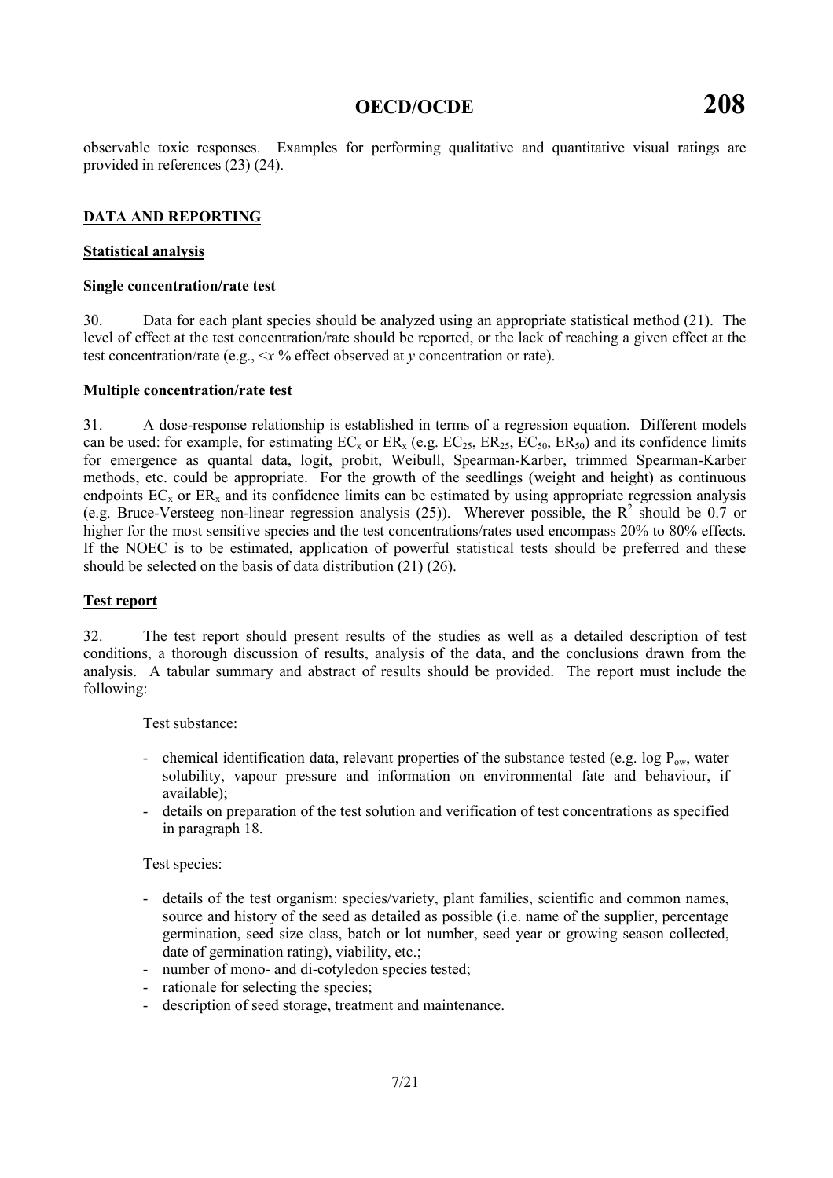observable toxic responses. Examples for performing qualitative and quantitative visual ratings are provided in references (23) (24).

## DATA AND REPORTING

### Statistical analysis

#### Single concentration/rate test

30. Data for each plant species should be analyzed using an appropriate statistical method (21). The level of effect at the test concentration/rate should be reported, or the lack of reaching a given effect at the test concentration/rate (e.g., <*x* % effect observed at *y* concentration or rate).

#### Multiple concentration/rate test

31. A dose-response relationship is established in terms of a regression equation. Different models can be used: for example, for estimating $EC_x$ or $ER_x$ (e.g. $EC_{25}$, $ER_{25}$, $EC_{50}$, $ER_{50}$) and its confidence limits for emergence as quantal data, logit, probit, Weibull, Spearman-Karber, trimmed Spearman-Karber methods, etc. could be appropriate. For the growth of the seedlings (weight and height) as continuous endpoints $EC_x$ or $ER_x$ and its confidence limits can be estimated by using appropriate regression analysis (e.g. Bruce-Versteeg non-linear regression analysis (25)). Wherever possible, the $R^2$ should be 0.7 or higher for the most sensitive species and the test concentrations/rates used encompass 20% to 80% effects. If the NOEC is to be estimated, application of powerful statistical tests should be preferred and these should be selected on the basis of data distribution (21) (26).

### Test report

32. The test report should present results of the studies as well as a detailed description of test conditions, a thorough discussion of results, analysis of the data, and the conclusions drawn from the analysis. A tabular summary and abstract of results should be provided. The report must include the following:

Test substance:

- chemical identification data, relevant properties of the substance tested (e.g. log $P_{ow}$, water solubility, vapour pressure and information on environmental fate and behaviour, if available);
- details on preparation of the test solution and verification of test concentrations as specified in paragraph 18.

Test species:

- details of the test organism: species/variety, plant families, scientific and common names, source and history of the seed as detailed as possible (i.e. name of the supplier, percentage germination, seed size class, batch or lot number, seed year or growing season collected, date of germination rating), viability, etc.;
- number of mono- and di-cotyledon species tested;
- rationale for selecting the species;
- description of seed storage, treatment and maintenance.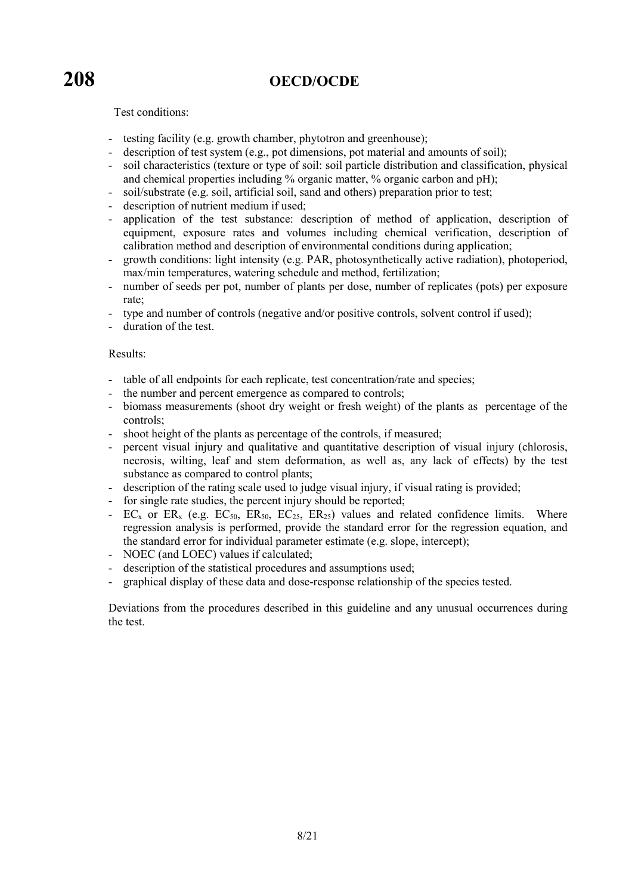Test conditions:

- testing facility (e.g. growth chamber, phytotron and greenhouse);
- description of test system (e.g., pot dimensions, pot material and amounts of soil);
- soil characteristics (texture or type of soil: soil particle distribution and classification, physical and chemical properties including % organic matter, % organic carbon and pH);
- soil/substrate (e.g. soil, artificial soil, sand and others) preparation prior to test;
- description of nutrient medium if used;
- application of the test substance: description of method of application, description of equipment, exposure rates and volumes including chemical verification, description of calibration method and description of environmental conditions during application;
- growth conditions: light intensity (e.g. PAR, photosynthetically active radiation), photoperiod, max/min temperatures, watering schedule and method, fertilization;
- number of seeds per pot, number of plants per dose, number of replicates (pots) per exposure rate;
- type and number of controls (negative and/or positive controls, solvent control if used);
- duration of the test.

Results:

- table of all endpoints for each replicate, test concentration/rate and species;
- the number and percent emergence as compared to controls;
- biomass measurements (shoot dry weight or fresh weight) of the plants as percentage of the controls;
- shoot height of the plants as percentage of the controls, if measured;
- percent visual injury and qualitative and quantitative description of visual injury (chlorosis, necrosis, wilting, leaf and stem deformation, as well as, any lack of effects) by the test substance as compared to control plants;
- description of the rating scale used to judge visual injury, if visual rating is provided;
- for single rate studies, the percent injury should be reported;
- $EC_x$ or $ER_x$ (e.g. $EC_{50}$, $ER_{50}$, $EC_{25}$, $ER_{25}$) values and related confidence limits. Where regression analysis is performed, provide the standard error for the regression equation, and the standard error for individual parameter estimate (e.g. slope, intercept);
- NOEC (and LOEC) values if calculated;
- description of the statistical procedures and assumptions used;
- graphical display of these data and dose-response relationship of the species tested.

Deviations from the procedures described in this guideline and any unusual occurrences during the test.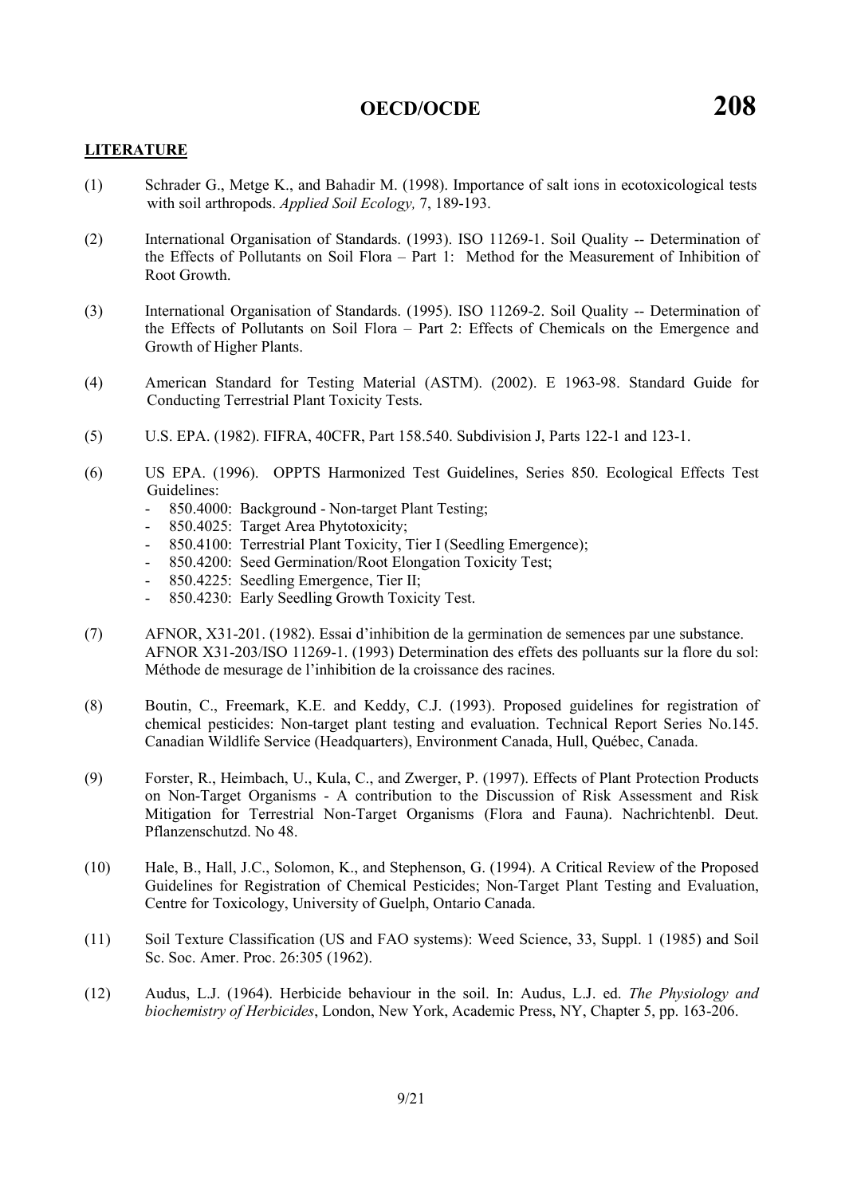## LITERATURE

(1) Schrader G., Metge K., and Bahadir M. (1998). Importance of salt ions in ecotoxicological tests with soil arthropods. *Applied Soil Ecology,* 7, 189-193.

(2) International Organisation of Standards. (1993). ISO 11269-1. Soil Quality -- Determination of the Effects of Pollutants on Soil Flora – Part 1: Method for the Measurement of Inhibition of Root Growth.

(3) International Organisation of Standards. (1995). ISO 11269-2. Soil Quality -- Determination of the Effects of Pollutants on Soil Flora – Part 2: Effects of Chemicals on the Emergence and Growth of Higher Plants.

(4) American Standard for Testing Material (ASTM). (2002). E 1963-98. Standard Guide for Conducting Terrestrial Plant Toxicity Tests.

(5) U.S. EPA. (1982). FIFRA, 40CFR, Part 158.540. Subdivision J, Parts 122-1 and 123-1.

(6) US EPA. (1996). OPPTS Harmonized Test Guidelines, Series 850. Ecological Effects Test Guidelines:
- 850.4000: Background - Non-target Plant Testing;
- 850.4025: Target Area Phytotoxicity;
- 850.4100: Terrestrial Plant Toxicity, Tier I (Seedling Emergence);
- 850.4200: Seed Germination/Root Elongation Toxicity Test;
- 850.4225: Seedling Emergence, Tier II;
- 850.4230: Early Seedling Growth Toxicity Test.

(7) AFNOR, X31-201. (1982). Essai d'inhibition de la germination de semences par une substance. AFNOR X31-203/ISO 11269-1. (1993) Determination des effets des polluants sur la flore du sol: Méthode de mesurage de l'inhibition de la croissance des racines.

(8) Boutin, C., Freemark, K.E. and Keddy, C.J. (1993). Proposed guidelines for registration of chemical pesticides: Non-target plant testing and evaluation. Technical Report Series No.145. Canadian Wildlife Service (Headquarters), Environment Canada, Hull, Québec, Canada.

(9) Forster, R., Heimbach, U., Kula, C., and Zwerger, P. (1997). Effects of Plant Protection Products on Non-Target Organisms - A contribution to the Discussion of Risk Assessment and Risk Mitigation for Terrestrial Non-Target Organisms (Flora and Fauna). Nachrichtenbl. Deut. Pflanzenschutzd. No 48.

(10) Hale, B., Hall, J.C., Solomon, K., and Stephenson, G. (1994). A Critical Review of the Proposed Guidelines for Registration of Chemical Pesticides; Non-Target Plant Testing and Evaluation, Centre for Toxicology, University of Guelph, Ontario Canada.

(11) Soil Texture Classification (US and FAO systems): Weed Science, 33, Suppl. 1 (1985) and Soil Sc. Soc. Amer. Proc. 26:305 (1962).

(12) Audus, L.J. (1964). Herbicide behaviour in the soil. In: Audus, L.J. ed. *The Physiology and biochemistry of Herbicides*, London, New York, Academic Press, NY, Chapter 5, pp. 163-206.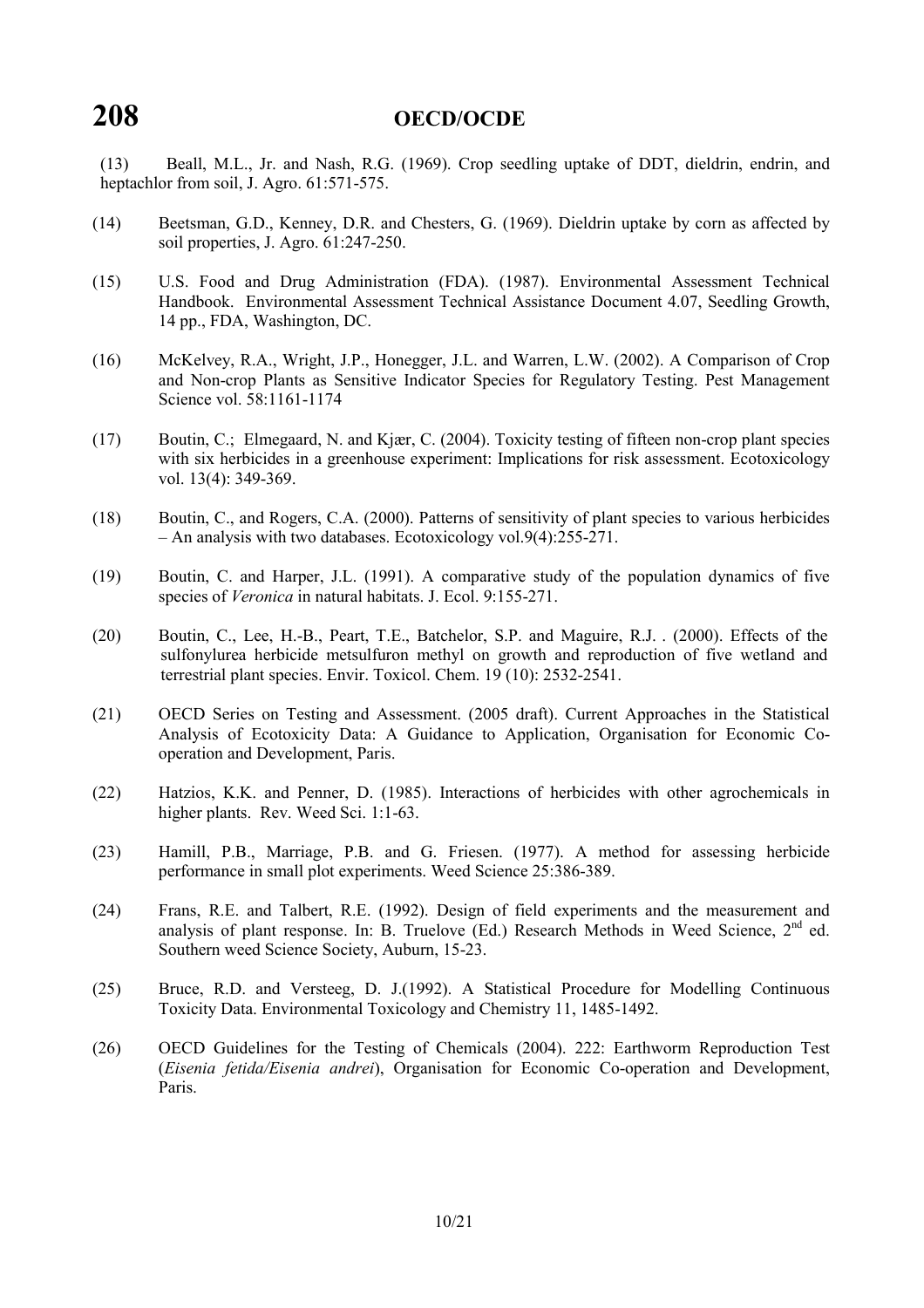(13) Beall, M.L., Jr. and Nash, R.G. (1969). Crop seedling uptake of DDT, dieldrin, endrin, and heptachlor from soil, J. Agro. 61:571-575.

(14) Beetsman, G.D., Kenney, D.R. and Chesters, G. (1969). Dieldrin uptake by corn as affected by soil properties, J. Agro. 61:247-250.

(15) U.S. Food and Drug Administration (FDA). (1987). Environmental Assessment Technical Handbook. Environmental Assessment Technical Assistance Document 4.07, Seedling Growth, 14 pp., FDA, Washington, DC.

(16) McKelvey, R.A., Wright, J.P., Honegger, J.L. and Warren, L.W. (2002). A Comparison of Crop and Non-crop Plants as Sensitive Indicator Species for Regulatory Testing. Pest Management Science vol. 58:1161-1174

(17) Boutin, C.; Elmegaard, N. and Kjær, C. (2004). Toxicity testing of fifteen non-crop plant species with six herbicides in a greenhouse experiment: Implications for risk assessment. Ecotoxicology vol. 13(4): 349-369.

(18) Boutin, C., and Rogers, C.A. (2000). Patterns of sensitivity of plant species to various herbicides – An analysis with two databases. Ecotoxicology vol.9(4):255-271.

(19) Boutin, C. and Harper, J.L. (1991). A comparative study of the population dynamics of five species of *Veronica* in natural habitats. J. Ecol. 9:155-271.

(20) Boutin, C., Lee, H.-B., Peart, T.E., Batchelor, S.P. and Maguire, R.J. . (2000). Effects of the sulfonylurea herbicide metsulfuron methyl on growth and reproduction of five wetland and terrestrial plant species. Envir. Toxicol. Chem. 19 (10): 2532-2541.

(21) OECD Series on Testing and Assessment. (2005 draft). Current Approaches in the Statistical Analysis of Ecotoxicity Data: A Guidance to Application, Organisation for Economic Co-operation and Development, Paris.

(22) Hatzios, K.K. and Penner, D. (1985). Interactions of herbicides with other agrochemicals in higher plants. Rev. Weed Sci. 1:1-63.

(23) Hamill, P.B., Marriage, P.B. and G. Friesen. (1977). A method for assessing herbicide performance in small plot experiments. Weed Science 25:386-389.

(24) Frans, R.E. and Talbert, R.E. (1992). Design of field experiments and the measurement and analysis of plant response. In: B. Truelove (Ed.) Research Methods in Weed Science, 2nd ed. Southern weed Science Society, Auburn, 15-23.

(25) Bruce, R.D. and Versteeg, D. J.(1992). A Statistical Procedure for Modelling Continuous Toxicity Data. Environmental Toxicology and Chemistry 11, 1485-1492.

(26) OECD Guidelines for the Testing of Chemicals (2004). 222: Earthworm Reproduction Test (*Eisenia fetida/Eisenia andrei*), Organisation for Economic Co-operation and Development, Paris.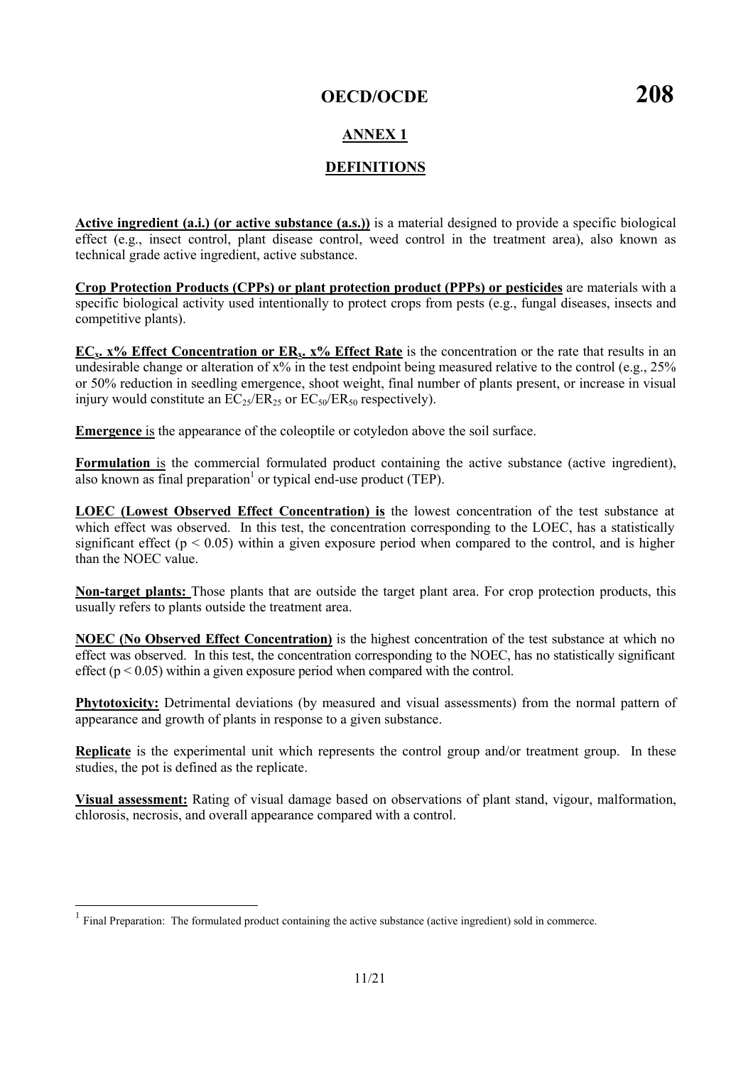## ANNEX 1

## DEFINITIONS

**Active ingredient (a.i.) (or active substance (a.s.))** is a material designed to provide a specific biological effect (e.g., insect control, plant disease control, weed control in the treatment area), also known as technical grade active ingredient, active substance.

**Crop Protection Products (CPPs) or plant protection product (PPPs) or pesticides** are materials with a specific biological activity used intentionally to protect crops from pests (e.g., fungal diseases, insects and competitive plants).

**$EC_x$. x% Effect Concentration or $ER_x$. x% Effect Rate** is the concentration or the rate that results in an undesirable change or alteration of x% in the test endpoint being measured relative to the control (e.g., 25% or 50% reduction in seedling emergence, shoot weight, final number of plants present, or increase in visual injury would constitute an $EC_{25}/ER_{25}$ or $EC_{50}/ER_{50}$ respectively).

**Emergence** is the appearance of the coleoptile or cotyledon above the soil surface.

**Formulation** is the commercial formulated product containing the active substance (active ingredient), also known as final preparation[1] or typical end-use product (TEP).

**LOEC (Lowest Observed Effect Concentration) is** the lowest concentration of the test substance at which effect was observed. In this test, the concentration corresponding to the LOEC, has a statistically significant effect ($p < 0.05$) within a given exposure period when compared to the control, and is higher than the NOEC value.

**Non-target plants:** Those plants that are outside the target plant area. For crop protection products, this usually refers to plants outside the treatment area.

**NOEC (No Observed Effect Concentration)** is the highest concentration of the test substance at which no effect was observed. In this test, the concentration corresponding to the NOEC, has no statistically significant effect ($p < 0.05$) within a given exposure period when compared with the control.

**Phytotoxicity:** Detrimental deviations (by measured and visual assessments) from the normal pattern of appearance and growth of plants in response to a given substance.

**Replicate** is the experimental unit which represents the control group and/or treatment group. In these studies, the pot is defined as the replicate.

**Visual assessment:** Rating of visual damage based on observations of plant stand, vigour, malformation, chlorosis, necrosis, and overall appearance compared with a control.

---

[1] Final Preparation: The formulated product containing the active substance (active ingredient) sold in commerce.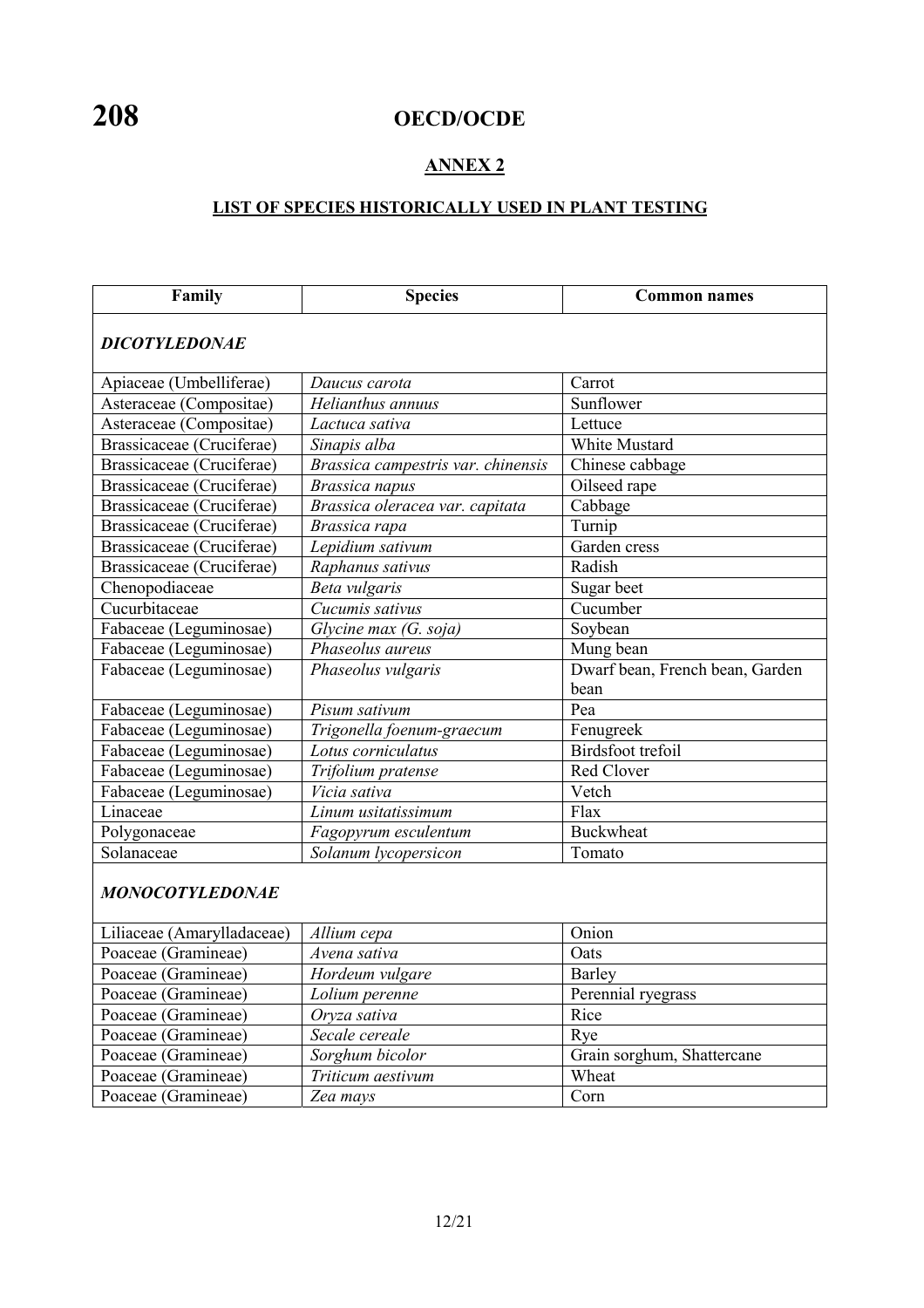## ANNEX 2

### LIST OF SPECIES HISTORICALLY USED IN PLANT TESTING

| Family | Species | Common names |
|---|---|---|
| ***DICOTYLEDONAE*** | | |
| Apiaceae (Umbelliferae) | *Daucus carota* | Carrot |
| Asteraceae (Compositae) | *Helianthus annuus* | Sunflower |
| Asteraceae (Compositae) | *Lactuca sativa* | Lettuce |
| Brassicaceae (Cruciferae) | *Sinapis alba* | White Mustard |
| Brassicaceae (Cruciferae) | *Brassica campestris var. chinensis* | Chinese cabbage |
| Brassicaceae (Cruciferae) | *Brassica napus* | Oilseed rape |
| Brassicaceae (Cruciferae) | *Brassica oleracea var. capitata* | Cabbage |
| Brassicaceae (Cruciferae) | *Brassica rapa* | Turnip |
| Brassicaceae (Cruciferae) | *Lepidium sativum* | Garden cress |
| Brassicaceae (Cruciferae) | *Raphanus sativus* | Radish |
| Chenopodiaceae | *Beta vulgaris* | Sugar beet |
| Cucurbitaceae | *Cucumis sativus* | Cucumber |
| Fabaceae (Leguminosae) | *Glycine max (G. soja)* | Soybean |
| Fabaceae (Leguminosae) | *Phaseolus aureus* | Mung bean |
| Fabaceae (Leguminosae) | *Phaseolus vulgaris* | Dwarf bean, French bean, Garden bean |
| Fabaceae (Leguminosae) | *Pisum sativum* | Pea |
| Fabaceae (Leguminosae) | *Trigonella foenum-graecum* | Fenugreek |
| Fabaceae (Leguminosae) | *Lotus corniculatus* | Birdsfoot trefoil |
| Fabaceae (Leguminosae) | *Trifolium pratense* | Red Clover |
| Fabaceae (Leguminosae) | *Vicia sativa* | Vetch |
| Linaceae | *Linum usitatissimum* | Flax |
| Polygonaceae | *Fagopyrum esculentum* | Buckwheat |
| Solanaceae | *Solanum lycopersicon* | Tomato |
| ***MONOCOTYLEDONAE*** | | |
| Liliaceae (Amarylladaceae) | *Allium cepa* | Onion |
| Poaceae (Gramineae) | *Avena sativa* | Oats |
| Poaceae (Gramineae) | *Hordeum vulgare* | Barley |
| Poaceae (Gramineae) | *Lolium perenne* | Perennial ryegrass |
| Poaceae (Gramineae) | *Oryza sativa* | Rice |
| Poaceae (Gramineae) | *Secale cereale* | Rye |
| Poaceae (Gramineae) | *Sorghum bicolor* | Grain sorghum, Shattercane |
| Poaceae (Gramineae) | *Triticum aestivum* | Wheat |
| Poaceae (Gramineae) | *Zea mays* | Corn |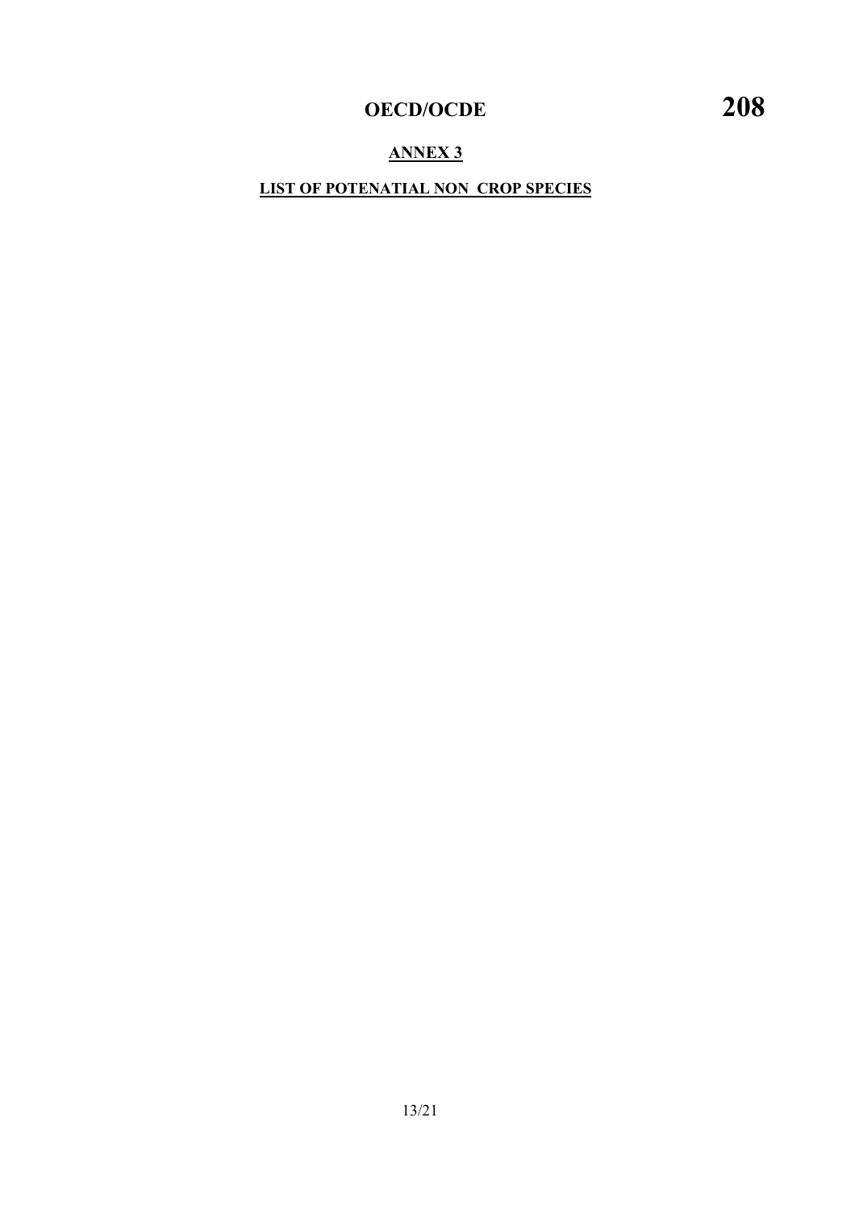## ANNEX 3

### LIST OF POTENATIAL NON  CROP SPECIES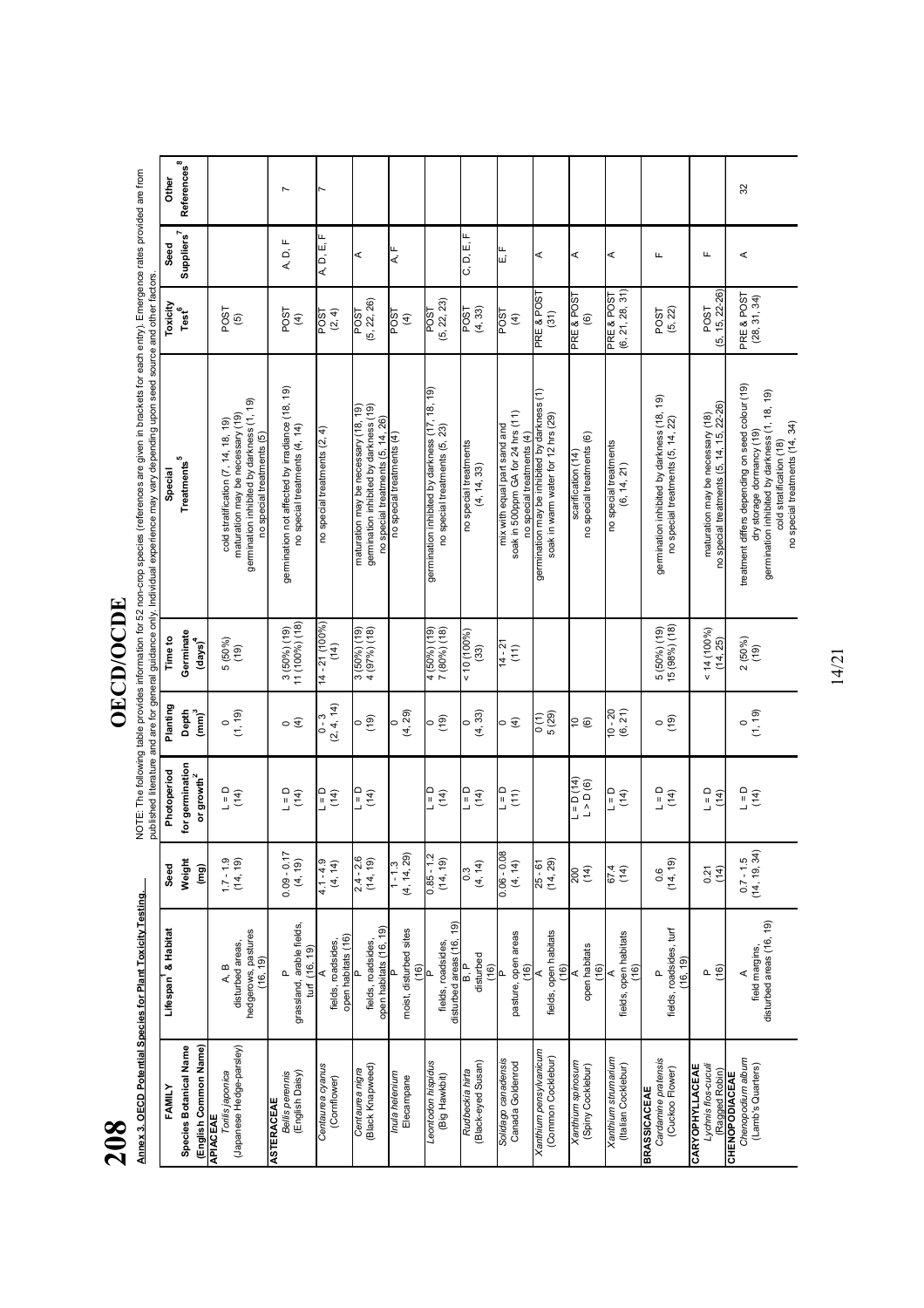**Annex 3. OECD Potential Species for Plant Toxicity Testing.**

NOTE: The following table provides information for 52 non-crop species (references are given in brackets for each entry). Emergence rates provided are from published literature and are for general guidance only. Individual experience may vary depending upon seed source and other factors.

| FAMILY Species Botanical Name (English Common Name) | Lifespan[1] & Habitat | Seed Weight (mg) | Photoperiod for germination or growth[2] | Planting Depth (mm)[3] | Time to Germinate (days)[4] | Special Treatments[5] | Toxicity Test[6] | Seed Suppliers[7] | Other References[8] |
|---|---|---|---|---|---|---|---|---|---|
| **APIACEAE** | | | | | | | | | |
| *Torilis japonica* (Japanese Hedge-parsley) | A, B disturbed areas, hedgerows, pastures (16, 19) | 1.7 - 1.9 (14, 19) | L = D (14) | 0 (1, 19) | 5 (50%) (19) | cold stratification (7, 14, 18, 19) maturation may be necessary (19) germination inhibited by darkness (1, 19) no special treatments (5) | POST (5) | | |
| **ASTERACEAE** | | | | | | | | | |
| *Bellis perennis* (English Daisy) | P grassland, arable fields, turf (16, 19) | 0.09 - 0.17 (4, 19) | L = D (14) | 0 (4) | 3 (50%) (19) 11 (100%) (18) | germination not affected by irradiance (18, 19) no special treatments (4, 14) | POST (4) | A, D, F | 7 |
| *Centaurea cyanus* (Cornflower) | A fields, roadsides, open habitats (16) | 4.1 - 4.9 (4, 14) | L = D (14) | 0 - 3 (2, 4, 14) | 14 - 21 (100%) (14) | no special treatments (2, 4) | POST (2, 4) | A, D, E, F | 7 |
| *Centaurea nigra* (Black Knapweed) | P fields, roadsides, open habitats (16, 19) | 2.4 - 2.6 (14, 19) | L = D (14) | 0 (19) | 3 (50%) (19) 4 (97%) (18) | maturation may be necessary (18, 19) germination inhibited by darkness (19) no special treatments (5, 14, 26) | POST (5, 22, 26) | A | |
| *Inula helenium* Elecampane | P moist, disturbed sites (16) | 1 - 1.3 (4, 14, 29) | | 0 (4, 29) | | no special treatments (4) | POST (4) | A, F | |
| *Leontodon hispidus* (Big Hawkbit) | P fields, roadsides, disturbed areas (16, 19) | 0.85 - 1.2 (14, 19) | L = D (14) | 0 (19) | 4 (50%) (19) 7 (80%) (18) | germination inhibited by darkness (17, 18, 19) no special treatments (5, 23) | POST (5, 22, 23) | | |
| *Rudbeckia hirta* (Black-eyed Susan) | B, P disturbed (16) | 0.3 (4, 14) | L = D (14) | 0 (4, 33) | < 10 (100%) (33) | no special treatments (4, 33) | POST (4, 33) | C, D, E, F | |
| *Solidago canadensis* Canada Goldenrod | P pasture, open areas (16) | 0.06 - 0.08 (4, 14) | L = D (11) | 0 (4) | 14 - 21 (11) | mix with equal part sand and soak in 500ppm GA for 24 hrs (11) no special treatments (4) | POST (4) | E, F | |
| *Xanthium pensylvanicum* (Common Cocklebur) | A fields, open habitats (16) | 25 - 61 (14, 29) | | 0 (1) 5 (29) | | germination may be inhibited by darkness (1) soak in warm water for 12 hrs (29) | PRE & POST (31) | A | |
| *Xanthium spinosum* (Spiny Cocklebur) | A open habitats (16) | 200 (14) | L = D (14) L > D (6) | 10 (6) | | scarification (14) no special treatments (6) | PRE & POST (6) | A | |
| *Xanthium strumarium* (Italian Cocklebur) | A fields, open habitats (16) | 67.4 (14) | L = D (14) | 10 - 20 (6, 21) | | no special treatments (6, 14, 21) | PRE & POST (6, 21, 28, 31) | A | |
| **BRASSICACEAE** | | | | | | | | | |
| *Cardamine pratensis* (Cuckoo Flower) | P fields, roadsides, turf (16, 19) | 0.6 (14, 19) | L = D (14) | 0 (19) | 5 (50%) (19) 15 (98%) (18) | germination inhibited by darkness (18, 19) no special treatments (5, 14, 22) | POST (5, 22) | F | |
| **CARYOPHYLLACEAE** | | | | | | | | | |
| *Lychnis flos-cuculi* (Ragged Robin) | P (16) | 0.21 (14) | L = D (14) | | < 14 (100%) (14, 25) | maturation may be necessary (18) no special treatments (5, 14, 15, 22-26) | POST (5, 15, 22-26) | F | |
| **CHENOPODIACEAE** | | | | | | | | | |
| *Chenopodium album* (Lamb's Quarters) | A field margins, disturbed areas (16, 19) | 0.7 - 1.5 (14, 19, 34) | L = D (14) | 0 (1, 19) | 2 (50%) (19) | treatment differs depending on seed colour (19) dry storage dormancy (19) germination inhibited by darkness (1, 18, 19) cold stratification (18) no special treatments (14, 34) | PRE & POST (28, 31, 34) | A | 32 |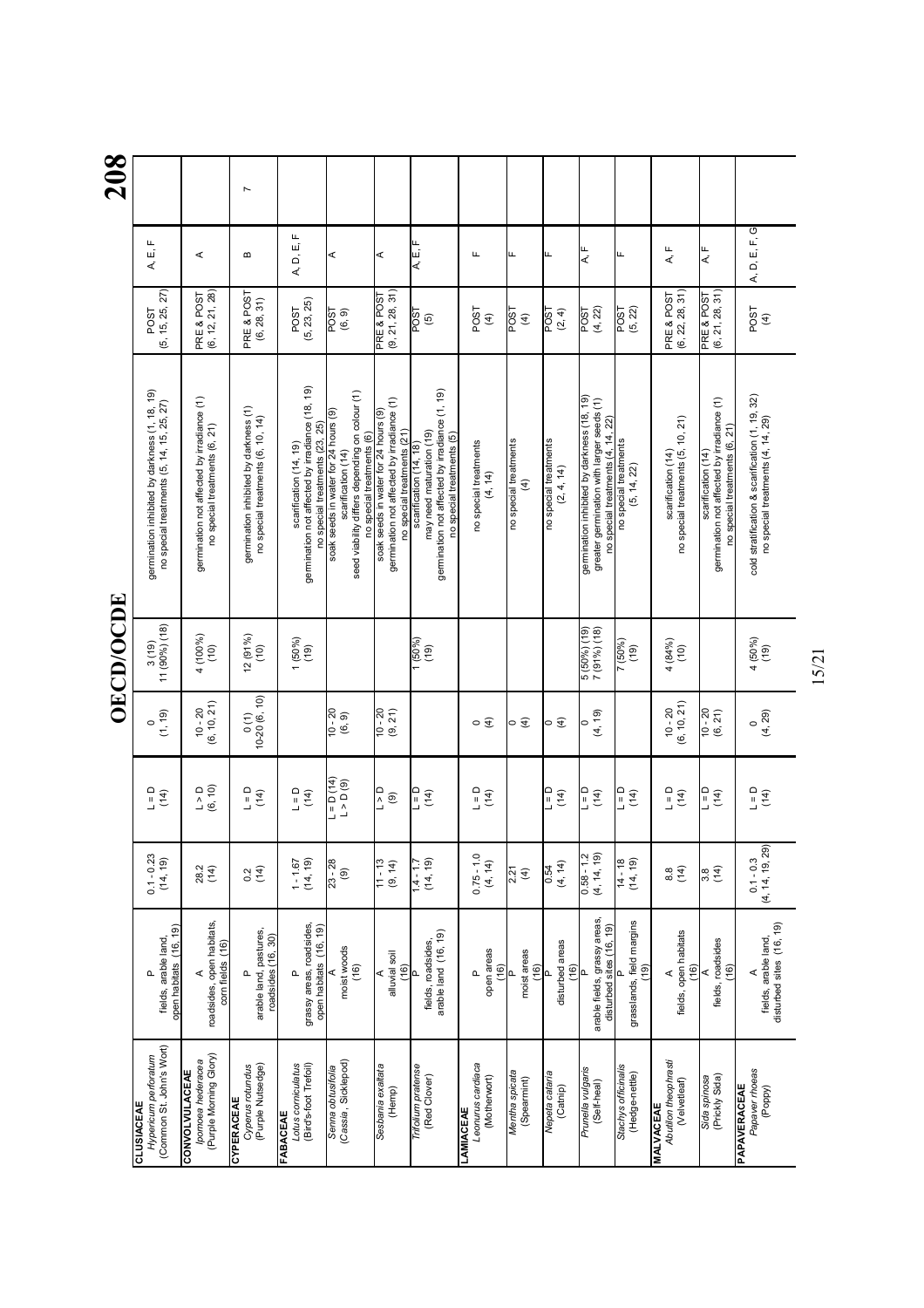| | | | | | | | | | |
|---|---|---|---|---|---|---|---|---|---|
| **CLUSIACEAE** | | | | | | | | | |
| *Hypericum perforatum* (Common St. John's Wort) | P fields, arable land, open habitats (16, 19) | 0.1 - 0.23 (14, 19) | L = D (14) | 0 (1, 19) | 3 (19) 11 (90%) (18) | germination inhibited by darkness (1, 18, 19) no special treatments (5, 14, 15, 25, 27) | POST (5, 15, 25, 27) | A, E, F | |
| **CONVOLVULACEAE** | | | | | | | | | |
| *Ipomoea hederacea* (Purple Morning Glory) | A roadsides, open habitats, corn fields (16) | 28.2 (14) | L > D (6, 10) | 10 - 20 (6, 10, 21) | 4 (100%) (10) | germination not affected by irradiance (1) no special treatments (6, 21) | PRE & POST (6, 12, 21, 28) | A | |
| **CYPERACEAE** | | | | | | | | | |
| *Cyperus rotundus* (Purple Nutsedge) | P arable land, pastures, roadsides (16, 30) | 0.2 (14) | L = D (14) | 0 (1) 10-20 (6, 10) | 12 (91%) (10) | germination inhibited by darkness (1) no special treatments (6, 10, 14) | PRE & POST (6, 28, 31) | B | 7 |
| **FABACEAE** | | | | | | | | | |
| *Lotus corniculatus* (Bird's-foot Trefoil) | P grassy areas, roadsides, open habitats (16, 19) | 1 - 1.67 (14, 19) | L = D (14) | | 1 (50%) (19) | scarification (14, 19) germination not affected by irradiance (18, 19) no special treatments (23, 25) | POST (5, 23, 25) | A, D, E, F | |
| *Senna obtusifolia* (*Cassia*, Sicklepod) | A moist woods (16) | 23 - 28 (9) | L = D (14) L > D (9) | 10 - 20 (6, 9) | | soak seeds in water for 24 hours (9) scarification (14) seed viability differs depending on colour (1) no special treatments (6) | POST (6, 9) | A | |
| *Sesbania exaltata* (Hemp) | A alluvial soil (16) | 11 - 13 (9, 14) | L > D (9) | 10 - 20 (9, 21) | | soak seeds in water for 24 hours (9) germination not affected by irradiance (1) no special treatments (21) | PRE & POST (9, 21, 28, 31) | A | |
| *Trifolium pratense* (Red Clover) | P fields, roadsides, arable land (16, 19) | 1.4 - 1.7 (14, 19) | L = D (14) | | 1 (50%) (19) | scarification (14, 18) may need maturation (19) germination not affected by irradiance (1, 19) no special treatments (5) | POST (5) | A, E, F | |
| **LAMIACEAE** | | | | | | | | | |
| *Leonurus cardiaca* (Motherwort) | P open areas (16) | 0.75 - 1.0 (4, 14) | L = D (14) | 0 (4) | | no special treatments (4, 14) | POST (4) | F | |
| *Mentha spicata* (Spearmint) | P moist areas (16) | 2.21 (4) | | 0 (4) | | no special treatments (4) | POST (4) | F | |
| *Nepeta cataria* (Catnip) | P disturbed areas (16) | 0.54 (4, 14) | L = D (14) | 0 (4) | | no special treatments (2, 4, 14) | POST (2, 4) | F | |
| *Prunella vulgaris* (Self-heal) | P arable fields, grassy areas, disturbed sites (16, 19) | 0.58 - 1.2 (4, 14, 19) | L = D (14) | 0 (4, 19) | 5 (50%) (19) 7 (91%) (18) | germination inhibited by darkness (18, 19) greater germination with larger seeds (1) no special treatments (4, 14, 22) | POST (4, 22) | A, F | |
| *Stachys officinalis* (Hedge-nettle) | P grasslands, field margins (19) | 14 - 18 (14, 19) | L = D (14) | | 7 (50%) (19) | no special treatments (5, 14, 22) | POST (5, 22) | F | |
| **MALVACEAE** | | | | | | | | | |
| *Abutilon theophrasti* (Velvetleaf) | A fields, open habitats (16) | 8.8 (14) | L = D (14) | 10 - 20 (6, 10, 21) | 4 (84%) (10) | scarification (14) no special treatments (5, 10, 21) | PRE & POST (6, 22, 28, 31) | A, F | |
| *Sida spinosa* (Prickly Sida) | A fields, roadsides (16) | 3.8 (14) | L = D (14) | 10 - 20 (6, 21) | | scarification (14) germination not affected by irradiance (1) no special treatments (6, 21) | PRE & POST (6, 21, 28, 31) | A, F | |
| **PAPAVERACEAE** | | | | | | | | | |
| *Papaver rhoeas* (Poppy) | A fields, arable land, disturbed sites (16, 19) | 0.1 - 0.3 (4, 14, 19, 29) | L = D (14) | 0 (4, 29) | 4 (50%) (19) | cold stratification & scarification (1, 19, 32) no special treatments (4, 14, 29) | POST (4) | A, D, E, F, G | |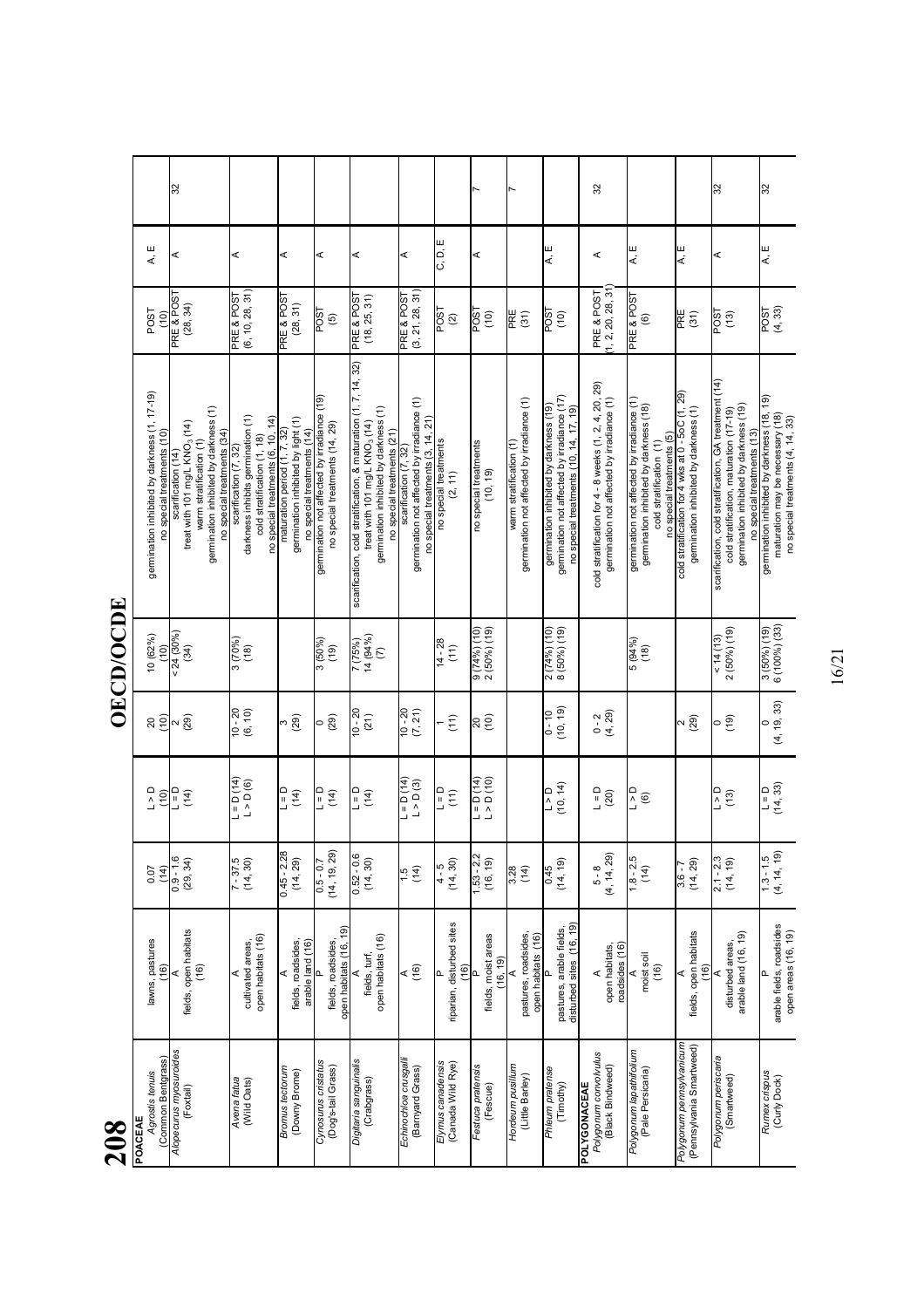| Species | Life cycle / Habitat | Seed weight (mg) | Light requirement | Temperature (°C) | Days to germination (%) | Germination treatments | Application timing | | |
|---|---|---|---|---|---|---|---|---|---|
| **POACEAE** | | | | | | | | | |
| *Agrostis tenuis* (Common Bentgrass) | lawns, pastures (16) | 0.07 (14) | L > D (10) | 20 (10) | 10 (62%) (10) | germination inhibited by darkness (1, 17-19) no special treatments (10) | POST (10) | A, E | |
| *Alopecurus myosuroides* (Foxtail) | A fields, open habitats (16) | 0.9 - 1.6 (29, 34) | L = D (14) | 2 (29) | < 24 (30%) (34) | scarification (14) treat with 101 mg/L $KNO_3$ (14) warm stratification (1) germination inhibited by darkness (1) no special treatments (34) | PRE & POST (28, 34) | A | 32 |
| *Avena fatua* (Wild Oats) | A cultivated areas, open habitats (16) | 7 - 37.5 (14, 30) | L = D (14) L > D (6) | 10 - 20 (6, 10) | 3 (70%) (18) | scarification (7, 32) darkness inhibits germination (1) cold stratification (1, 18) no special treatments (6, 10, 14) | PRE & POST (6, 10, 28, 31) | A | |
| *Bromus tectorum* (Downy Brome) | A fields, roadsides, arable land (16) | 0.45 - 2.28 (14, 29) | L = D (14) | 3 (29) | | maturation period (1, 7, 32) germination inhibited by light (1) no special treatments (14) | PRE & POST (28, 31) | A | |
| *Cynosurus cristatus* (Dog's-tail Grass) | P fields, roadsides, open habitats (16, 19) | 0.5 - 0.7 (14, 19, 29) | L = D (14) | 0 (29) | 3 (50%) (19) | germination not affected by irradiance (19) no special treatments (14, 29) | POST (5) | A | |
| *Digitaria sanguinalis* (Crabgrass) | A fields, turf, open habitats (16) | 0.52 - 0.6 (14, 30) | L = D (14) | 10 - 20 (21) | 7 (75%) 14 (94%) (7) | scarification, cold stratification, & maturation (1, 7, 14, 32) treat with 101 mg/L $KNO_3$ (14) germination inhibited by darkness (1) no special treatments (21) | PRE & POST (18, 25, 31) | A | |
| *Echinochloa crusgalli* (Barnyard Grass) | A (16) | 1.5 (14) | L = D (14) L > D (3) | 10 - 20 (7, 21) | | scarification (7, 32) germination not affected by irradiance (1) no special treatments (3, 14, 21) | PRE & POST (3, 21, 28, 31) | A | |
| *Elymus canadensis* (Canada Wild Rye) | P riparian, disturbed sites (16) | 4 - 5 (14, 30) | L = D (11) | 1 (11) | 14 - 28 (11) | no special treatments (2, 11) | POST (2) | C, D, E | |
| *Festuca pratensis* (Fescue) | P fields, moist areas (16, 19) | 1.53 - 2.2 (16, 19) | L = D (14) L > D (10) | 20 (10) | 9 (74%) (10) 2 (50%) (19) | no special treatments (10, 19) | POST (10) | A | 7 |
| *Hordeum pusillum* (Little Barley) | A pastures, roadsides, open habitats (16) | 3.28 (14) | | | | warm stratification (1) germination not affected by irradiance (1) | PRE (31) | | 7 |
| *Phleum pratense* (Timothy) | P pastures, arable fields, disturbed sites (16, 19) | 0.45 (14, 19) | L > D (10, 14) | 0 - 10 (10, 19) | 2 (74%) (10) 8 (50%) (19) | germination inhibited by darkness (19) germination not affected by irradiance (17) no special treatments (10, 14, 17, 19) | POST (10) | A, E | |
| **POLYGONACEAE** | | | | | | | | | |
| *Polygonum convolvulus* (Black Bindweed) | A open habitats, roadsides (16) | 5 - 8 (4, 14, 29) | L = D (20) | 0 - 2 (4, 29) | | cold stratification for 4 - 8 weeks (1, 2, 4, 20, 29) germination not affected by irradiance (1) | PRE & POST (1, 2, 20, 28, 31) | A | 32 |
| *Polygonum lapathifolium* (Pale Persicaria) | A moist soil (16) | 1.8 - 2.5 (14) | L > D (6) | | 5 (94%) (18) | germination not affected by irradiance (1) germination inhibited by darkness (18) cold stratification (1) no special treatments (5) | PRE & POST (6) | A, E | |
| *Polygonum pennsylvanicum* (Pennsylvania Smartweed) | A fields, open habitats (16) | 3.6 - 7 (14, 29) | | 2 (29) | | cold stratification for 4 wks at 0 - 5oC (1, 29) germination inhibited by darkness (1) | PRE (31) | A, E | |
| *Polygonum periscaria* (Smartweed) | A disturbed areas, arable land (16, 19) | 2.1 - 2.3 (14, 19) | L > D (13) | 0 (19) | < 14 (13) 2 (50%) (19) | scarification, cold stratification, GA treatment (14) cold stratification, maturation (17-19) germination inhibited by darkness (19) no special treatments (13) | POST (13) | A | 32 |
| *Rumex crispus* (Curly Dock) | P arable fields, roadsides open areas (16, 19) | 1.3 - 1.5 (4, 14, 19) | L = D (14, 33) | 0 (4, 19, 33) | 3 (50%) (19) 6 (100%) (33) | germination inhibited by darkness (18, 19) maturation may be necessary (18) no special treatments (4, 14, 33) | POST (4, 33) | A, E | 32 |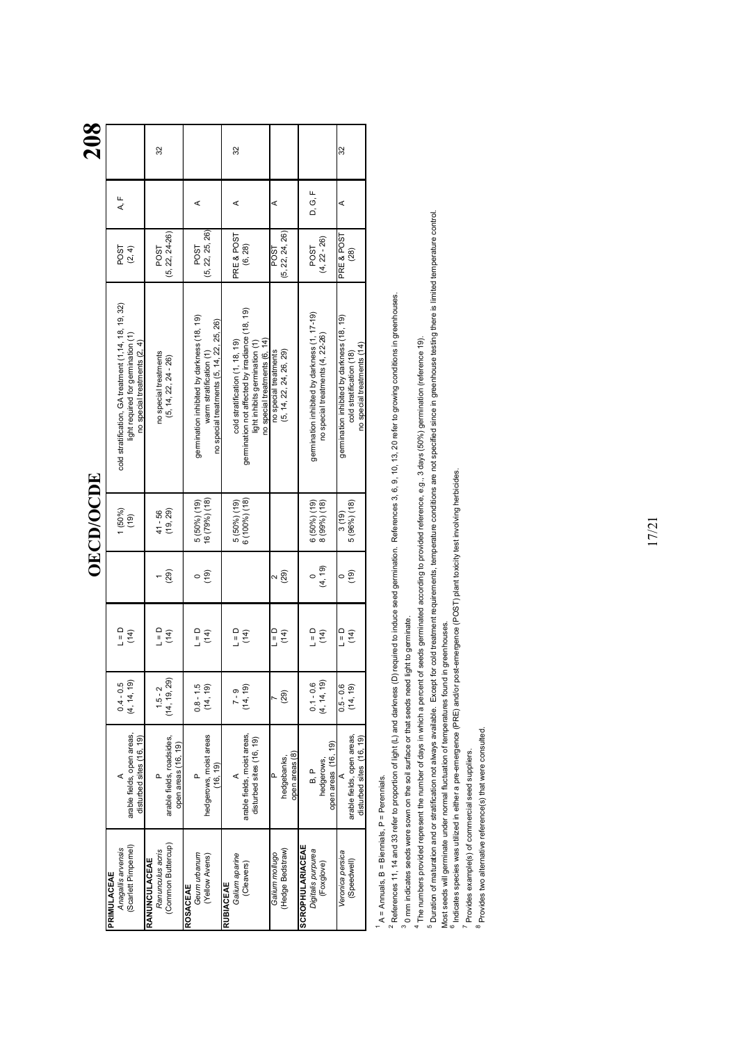| | | | | | | | | | |
|---|---|---|---|---|---|---|---|---|---|
| **PRIMULACEAE** *Anagallis arvensis* (Scarlett Pimpernel) | A arable fields, open areas, disturbed sites (16, 19) | 0.4 - 0.5 (4, 14, 19) | L = D (14) | | 1 (50%) (19) | cold stratification, GA treatment (1,14, 18, 19, 32) light required for germination (1) no special treatments (2, 4) | POST (2, 4) | A, F | |
| **RANUNCULACEAE** *Ranunculus acris* (Common Buttercup) | P arable fields, roadsides, open areas (16, 19) | 1.5 - 2 (14, 19, 29) | L = D (14) | 1 (29) | 41 - 56 (19, 29) | no special treatments (5, 14, 22, 24 - 26) | POST (5, 22, 24-26) | | 32 |
| **ROSACEAE** *Geum urbanum* (Yellow Avens) | P hedgerows, moist areas (16, 19) | 0.8 - 1.5 (14, 19) | L = D (14) | 0 (19) | 5 (50%) (19) 16 (79%) (18) | germination inhibited by darkness (18, 19) warm stratification (1) no special treatments (5, 14, 22, 25, 26) | POST (5, 22, 25, 26) | A | |
| **RUBIACEAE** *Galium aparine* (Cleavers) | A arable fields, moist areas, disturbed sites (16, 19) | 7 - 9 (14, 19) | L = D (14) | | 5 (50%) (19) 6 (100%) (18) | cold stratification (1, 18, 19) germination not affected by irradiance (18, 19) light inhibits germination (1) no special treatments (6, 14) | PRE & POST (6, 28) | A | 32 |
| *Galium mollugo* (Hedge Bedstraw) | P hedgebanks, open areas (8) | 7 (29) | L = D (14) | 2 (29) | | no special treatments (5, 14, 22, 24, 26, 29) | POST (5, 22, 24, 26) | A | |
| **SCROPHULARIACEAE** *Digitalis purpurea* (Foxglove) | B, P hedgerows, open areas (16, 19) | 0.1 - 0.6 (4, 14, 19) | L = D (14) | 0 (4, 19) | 6 (50%) (19) 8 (99%) (18) | germination inhibited by darkness (1, 17-19) no special treatments (4, 22-26) | POST (4, 22 - 26) | D, G, F | |
| *Veronica persica* (Speedwell) | A arable fields, open areas, disturbed sites (16, 19) | 0.5 - 0.6 (14, 19) | L = D (14) | 0 (19) | 3 (19) 5 (96%) (18) | germination inhibited by darkness (18, 19) cold stratification (18) no special treatments (14) | PRE & POST (28) | A | 32 |

[1] A = Annuals, B = Biennials, P = Perennials.

[2] References 11, 14 and 33 refer to proportion of light (L) and darkness (D) required to induce seed germination. References 3, 6, 9, 10, 13, 20 refer to growing conditions in greenhouses.

[3] 0 mm indicates seeds were sown on the soil surface or that seeds need light to germinate.

[4] The numbers provided represent the number of days in which a percent of seeds germinated according to provided reference, e.g., 3 days (50%) germination (reference 19).

[5] Duration of maturation and or stratification not always available. Except for cold treatment requirements, temperature conditions are not specified since in greenhouse testing there is limited temperature control. Most seeds will germinate under normal fluctuation of temperatures found in greenhouses.

[6] Indicates species was utilized in either a pre-emergence (PRE) and/or post-emergence (POST) plant toxicity test involving herbicides.

[7] Provides example(s) of commercial seed suppliers.

[8] Provides two alternative reference(s) that were consulted.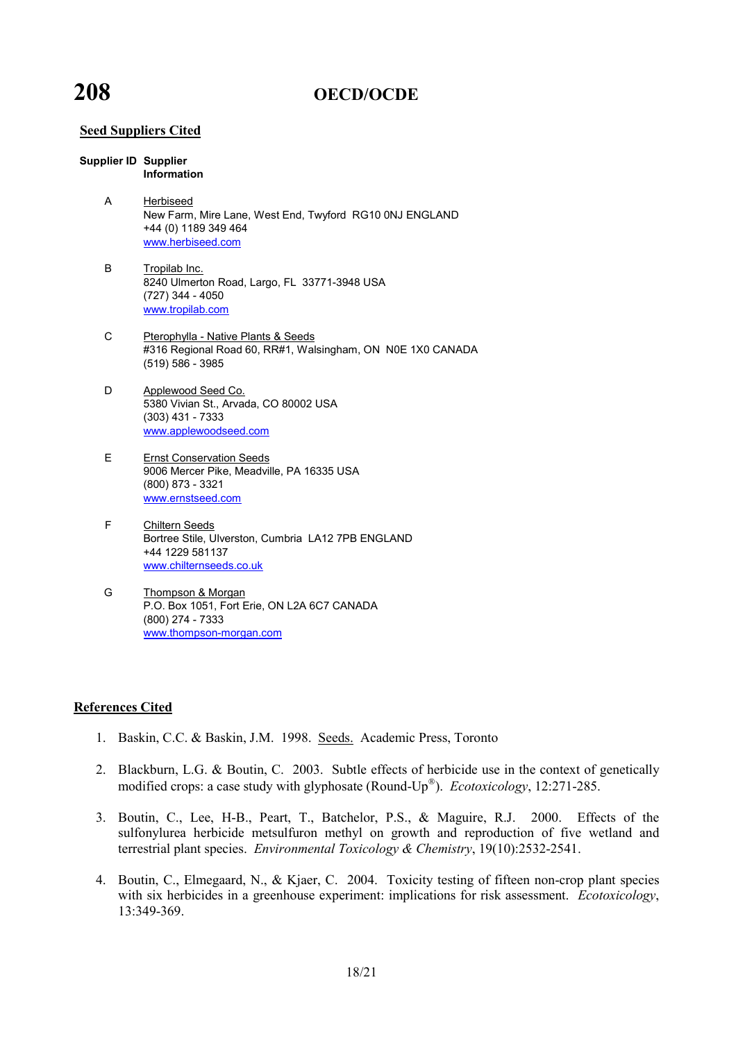## Seed Suppliers Cited

| Supplier ID | Supplier Information |
|---|---|
| A | Herbiseed<br>New Farm, Mire Lane, West End, Twyford RG10 0NJ ENGLAND<br>+44 (0) 1189 349 464<br>www.herbiseed.com |
| B | Tropilab Inc.<br>8240 Ulmerton Road, Largo, FL 33771-3948 USA<br>(727) 344 - 4050<br>www.tropilab.com |
| C | Pterophylla - Native Plants & Seeds<br>#316 Regional Road 60, RR#1, Walsingham, ON N0E 1X0 CANADA<br>(519) 586 - 3985 |
| D | Applewood Seed Co.<br>5380 Vivian St., Arvada, CO 80002 USA<br>(303) 431 - 7333<br>www.applewoodseed.com |
| E | Ernst Conservation Seeds<br>9006 Mercer Pike, Meadville, PA 16335 USA<br>(800) 873 - 3321<br>www.ernstseed.com |
| F | Chiltern Seeds<br>Bortree Stile, Ulverston, Cumbria LA12 7PB ENGLAND<br>+44 1229 581137<br>www.chilternseeds.co.uk |
| G | Thompson & Morgan<br>P.O. Box 1051, Fort Erie, ON L2A 6C7 CANADA<br>(800) 274 - 7333<br>www.thompson-morgan.com |

## References Cited

1. Baskin, C.C. & Baskin, J.M. 1998. Seeds. Academic Press, Toronto
2. Blackburn, L.G. & Boutin, C. 2003. Subtle effects of herbicide use in the context of genetically modified crops: a case study with glyphosate (Round-Up®). *Ecotoxicology*, 12:271-285.
3. Boutin, C., Lee, H-B., Peart, T., Batchelor, P.S., & Maguire, R.J. 2000. Effects of the sulfonylurea herbicide metsulfuron methyl on growth and reproduction of five wetland and terrestrial plant species. *Environmental Toxicology & Chemistry*, 19(10):2532-2541.
4. Boutin, C., Elmegaard, N., & Kjaer, C. 2004. Toxicity testing of fifteen non-crop plant species with six herbicides in a greenhouse experiment: implications for risk assessment. *Ecotoxicology*, 13:349-369.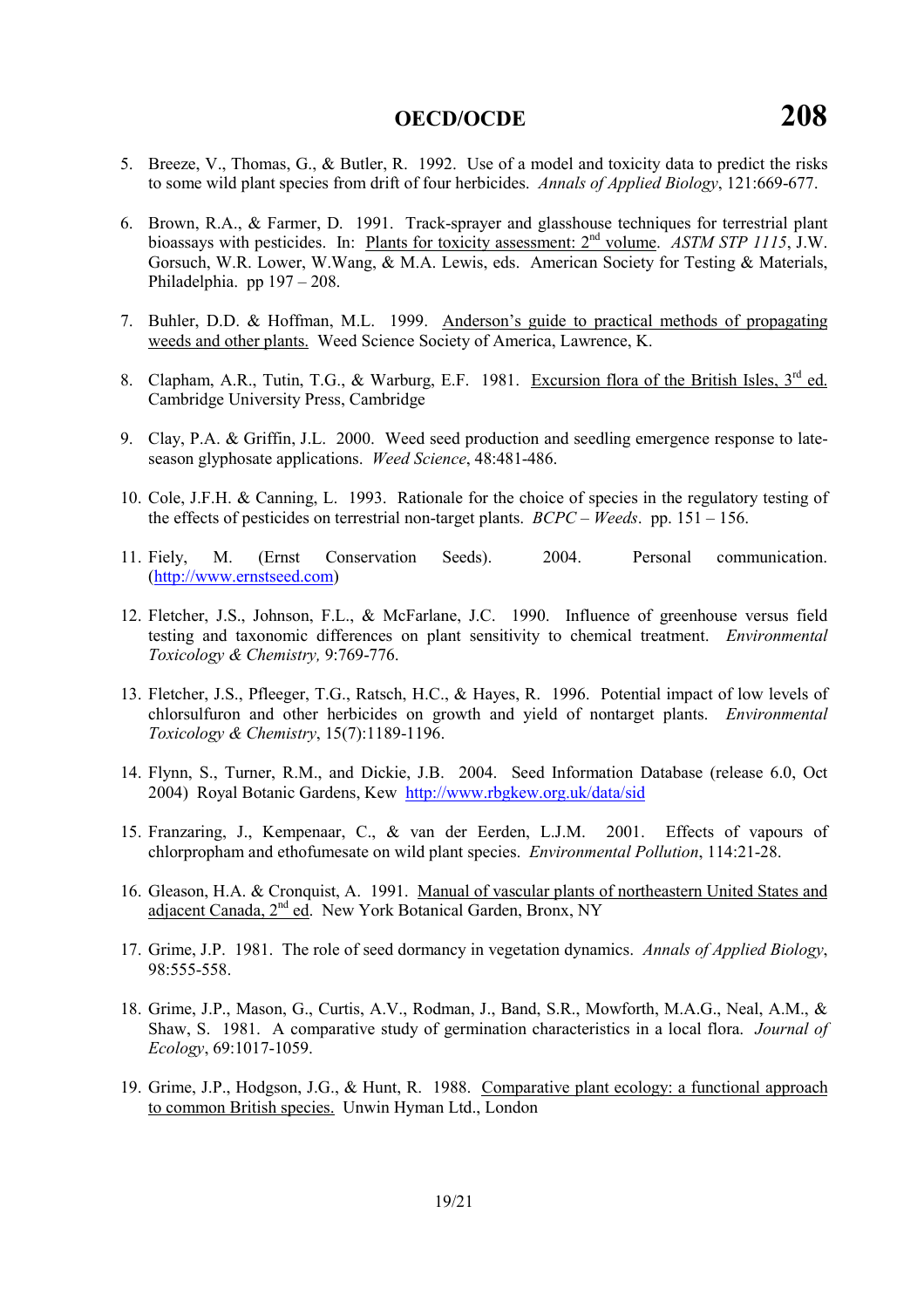5. Breeze, V., Thomas, G., & Butler, R. 1992. Use of a model and toxicity data to predict the risks to some wild plant species from drift of four herbicides. *Annals of Applied Biology*, 121:669-677.

6. Brown, R.A., & Farmer, D. 1991. Track-sprayer and glasshouse techniques for terrestrial plant bioassays with pesticides. In: Plants for toxicity assessment: 2nd volume. *ASTM STP 1115*, J.W. Gorsuch, W.R. Lower, W.Wang, & M.A. Lewis, eds. American Society for Testing & Materials, Philadelphia. pp 197 – 208.

7. Buhler, D.D. & Hoffman, M.L. 1999. Anderson's guide to practical methods of propagating weeds and other plants. Weed Science Society of America, Lawrence, K.

8. Clapham, A.R., Tutin, T.G., & Warburg, E.F. 1981. Excursion flora of the British Isles, 3rd ed. Cambridge University Press, Cambridge

9. Clay, P.A. & Griffin, J.L. 2000. Weed seed production and seedling emergence response to late-season glyphosate applications. *Weed Science*, 48:481-486.

10. Cole, J.F.H. & Canning, L. 1993. Rationale for the choice of species in the regulatory testing of the effects of pesticides on terrestrial non-target plants. *BCPC – Weeds*. pp. 151 – 156.

11. Fiely, M. (Ernst Conservation Seeds). 2004. Personal communication. (http://www.ernstseed.com)

12. Fletcher, J.S., Johnson, F.L., & McFarlane, J.C. 1990. Influence of greenhouse versus field testing and taxonomic differences on plant sensitivity to chemical treatment. *Environmental Toxicology & Chemistry,* 9:769-776.

13. Fletcher, J.S., Pfleeger, T.G., Ratsch, H.C., & Hayes, R. 1996. Potential impact of low levels of chlorsulfuron and other herbicides on growth and yield of nontarget plants. *Environmental Toxicology & Chemistry*, 15(7):1189-1196.

14. Flynn, S., Turner, R.M., and Dickie, J.B. 2004. Seed Information Database (release 6.0, Oct 2004) Royal Botanic Gardens, Kew http://www.rbgkew.org.uk/data/sid

15. Franzaring, J., Kempenaar, C., & van der Eerden, L.J.M. 2001. Effects of vapours of chlorpropham and ethofumesate on wild plant species. *Environmental Pollution*, 114:21-28.

16. Gleason, H.A. & Cronquist, A. 1991. Manual of vascular plants of northeastern United States and adjacent Canada, 2nd ed. New York Botanical Garden, Bronx, NY

17. Grime, J.P. 1981. The role of seed dormancy in vegetation dynamics. *Annals of Applied Biology*, 98:555-558.

18. Grime, J.P., Mason, G., Curtis, A.V., Rodman, J., Band, S.R., Mowforth, M.A.G., Neal, A.M., & Shaw, S. 1981. A comparative study of germination characteristics in a local flora. *Journal of Ecology*, 69:1017-1059.

19. Grime, J.P., Hodgson, J.G., & Hunt, R. 1988. Comparative plant ecology: a functional approach to common British species. Unwin Hyman Ltd., London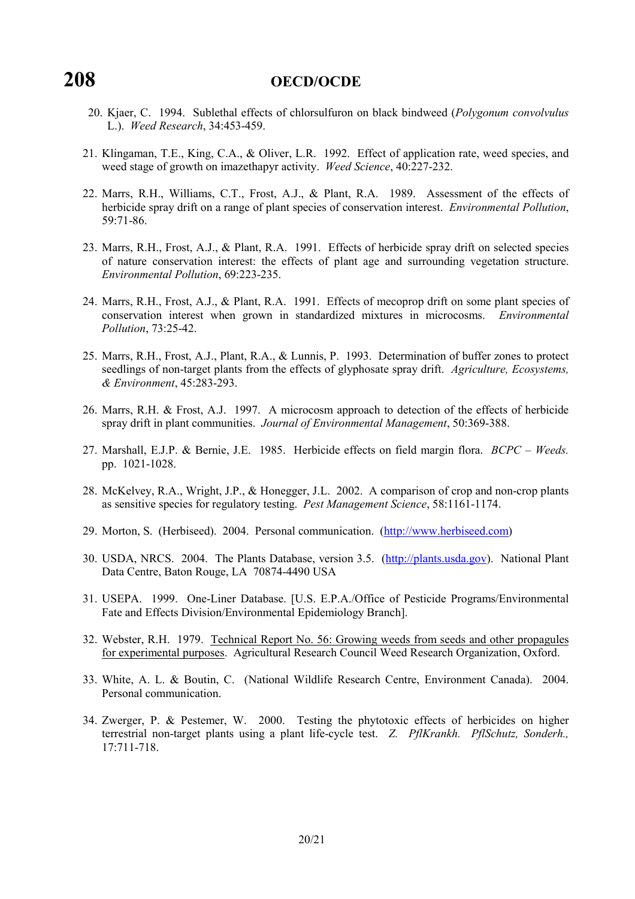20. Kjaer, C. 1994. Sublethal effects of chlorsulfuron on black bindweed (*Polygonum convolvulus* L.). *Weed Research*, 34:453-459.

21. Klingaman, T.E., King, C.A., & Oliver, L.R. 1992. Effect of application rate, weed species, and weed stage of growth on imazethapyr activity. *Weed Science*, 40:227-232.

22. Marrs, R.H., Williams, C.T., Frost, A.J., & Plant, R.A. 1989. Assessment of the effects of herbicide spray drift on a range of plant species of conservation interest. *Environmental Pollution*, 59:71-86.

23. Marrs, R.H., Frost, A.J., & Plant, R.A. 1991. Effects of herbicide spray drift on selected species of nature conservation interest: the effects of plant age and surrounding vegetation structure. *Environmental Pollution*, 69:223-235.

24. Marrs, R.H., Frost, A.J., & Plant, R.A. 1991. Effects of mecoprop drift on some plant species of conservation interest when grown in standardized mixtures in microcosms. *Environmental Pollution*, 73:25-42.

25. Marrs, R.H., Frost, A.J., Plant, R.A., & Lunnis, P. 1993. Determination of buffer zones to protect seedlings of non-target plants from the effects of glyphosate spray drift. *Agriculture, Ecosystems, & Environment*, 45:283-293.

26. Marrs, R.H. & Frost, A.J. 1997. A microcosm approach to detection of the effects of herbicide spray drift in plant communities. *Journal of Environmental Management*, 50:369-388.

27. Marshall, E.J.P. & Bernie, J.E. 1985. Herbicide effects on field margin flora. *BCPC – Weeds.* pp. 1021-1028.

28. McKelvey, R.A., Wright, J.P., & Honegger, J.L. 2002. A comparison of crop and non-crop plants as sensitive species for regulatory testing. *Pest Management Science*, 58:1161-1174.

29. Morton, S. (Herbiseed). 2004. Personal communication. (http://www.herbiseed.com)

30. USDA, NRCS. 2004. The Plants Database, version 3.5. (http://plants.usda.gov). National Plant Data Centre, Baton Rouge, LA 70874-4490 USA

31. USEPA. 1999. One-Liner Database. [U.S. E.P.A./Office of Pesticide Programs/Environmental Fate and Effects Division/Environmental Epidemiology Branch].

32. Webster, R.H. 1979. Technical Report No. 56: Growing weeds from seeds and other propagules for experimental purposes. Agricultural Research Council Weed Research Organization, Oxford.

33. White, A. L. & Boutin, C. (National Wildlife Research Centre, Environment Canada). 2004. Personal communication.

34. Zwerger, P. & Pestemer, W. 2000. Testing the phytotoxic effects of herbicides on higher terrestrial non-target plants using a plant life-cycle test. *Z. PflKrankh. PflSchutz, Sonderh.,* 17:711-718.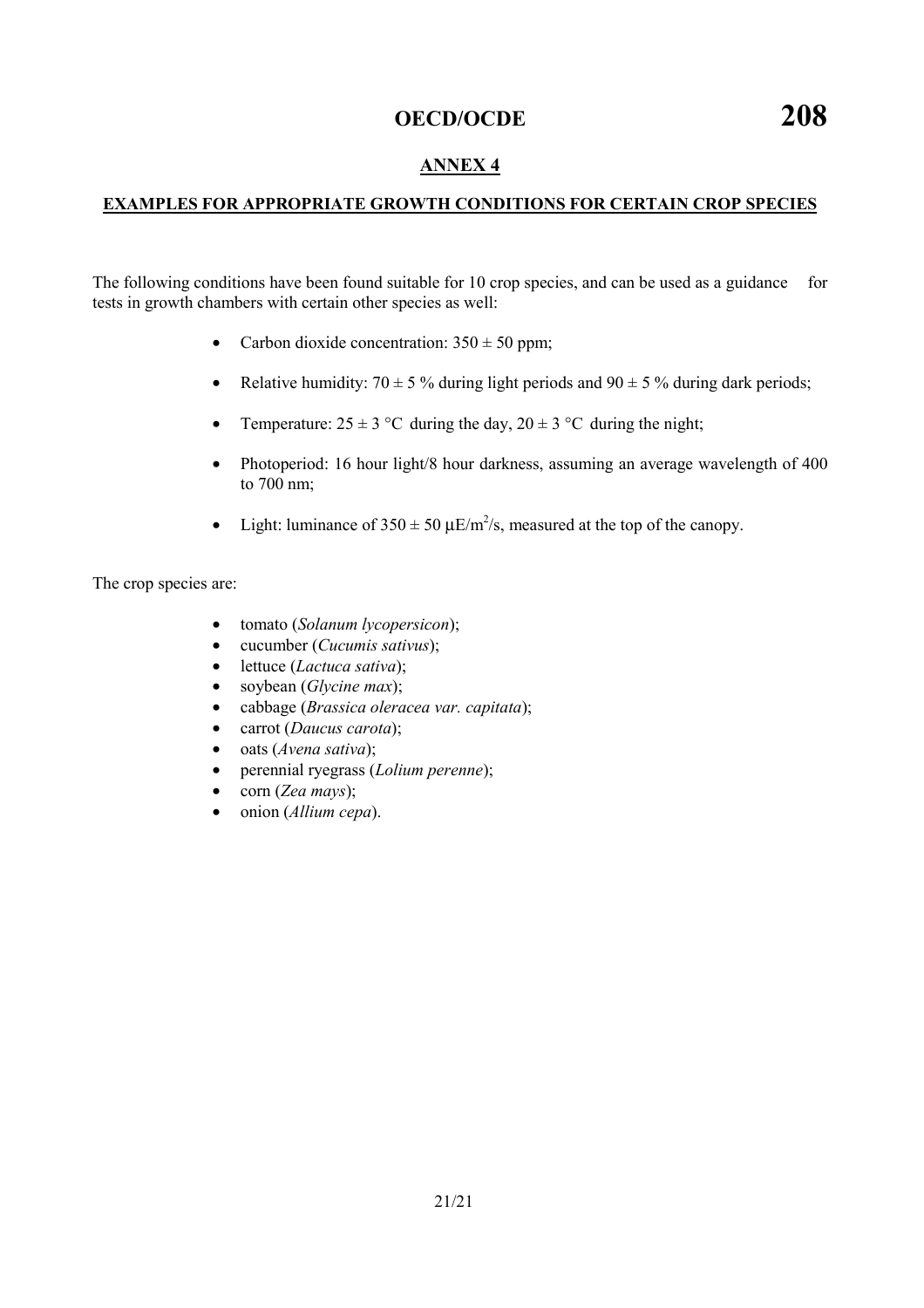## ANNEX 4

### EXAMPLES FOR APPROPRIATE GROWTH CONDITIONS FOR CERTAIN CROP SPECIES

The following conditions have been found suitable for 10 crop species, and can be used as a guidance for tests in growth chambers with certain other species as well:

- Carbon dioxide concentration: $350 \pm 50$ ppm;
- Relative humidity: $70 \pm 5$ % during light periods and $90 \pm 5$ % during dark periods;
- Temperature: $25 \pm 3$ °C during the day, $20 \pm 3$ °C during the night;
- Photoperiod: 16 hour light/8 hour darkness, assuming an average wavelength of 400 to 700 nm;
- Light: luminance of $350 \pm 50$ $\mu E/m^2/s$, measured at the top of the canopy.

The crop species are:

- tomato (*Solanum lycopersicon*);
- cucumber (*Cucumis sativus*);
- lettuce (*Lactuca sativa*);
- soybean (*Glycine max*);
- cabbage (*Brassica oleracea var. capitata*);
- carrot (*Daucus carota*);
- oats (*Avena sativa*);
- perennial ryegrass (*Lolium perenne*);
- corn (*Zea mays*);
- onion (*Allium cepa*).